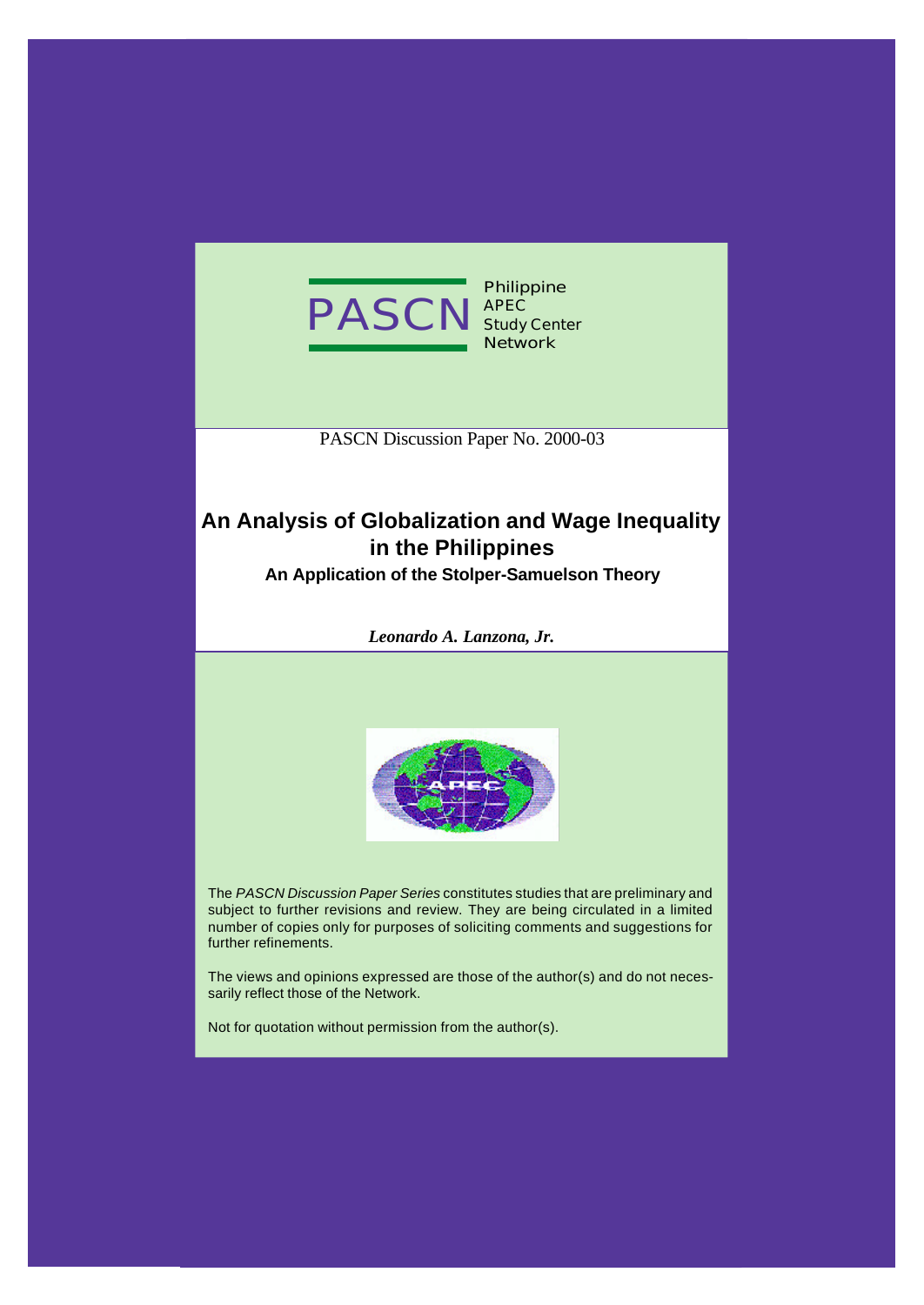PASCN Philippine APEC Study Center Network

PASCN Discussion Paper No. 2000-03

# An Analysis of Globalization and Wage Inequality in the Philippines

## An Application of the Stolper-Samuelson Theory

***Leonardo A. Lanzona, Jr.***

The *PASCN Discussion Paper Series* constitutes studies that are preliminary and subject to further revisions and review. They are being circulated in a limited number of copies only for purposes of soliciting comments and suggestions for further refinements.

The views and opinions expressed are those of the author(s) and do not necessarily reflect those of the Network.

Not for quotation without permission from the author(s).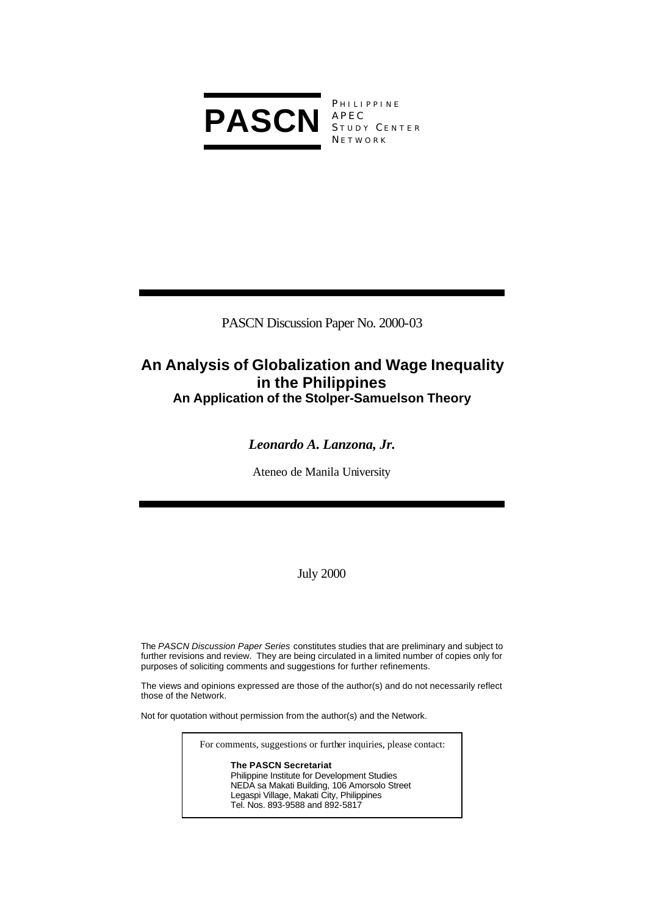**PASCN** PHILIPPINE APEC STUDY CENTER NETWORK

PASCN Discussion Paper No. 2000-03

# An Analysis of Globalization and Wage Inequality in the Philippines

## An Application of the Stolper-Samuelson Theory

***Leonardo A. Lanzona, Jr.***

Ateneo de Manila University

July 2000

The *PASCN Discussion Paper Series* constitutes studies that are preliminary and subject to further revisions and review. They are being circulated in a limited number of copies only for purposes of soliciting comments and suggestions for further refinements.

The views and opinions expressed are those of the author(s) and do not necessarily reflect those of the Network.

Not for quotation without permission from the author(s) and the Network.

For comments, suggestions or further inquiries, please contact:

**The PASCN Secretariat**
Philippine Institute for Development Studies
NEDA sa Makati Building, 106 Amorsolo Street
Legaspi Village, Makati City, Philippines
Tel. Nos. 893-9588 and 892-5817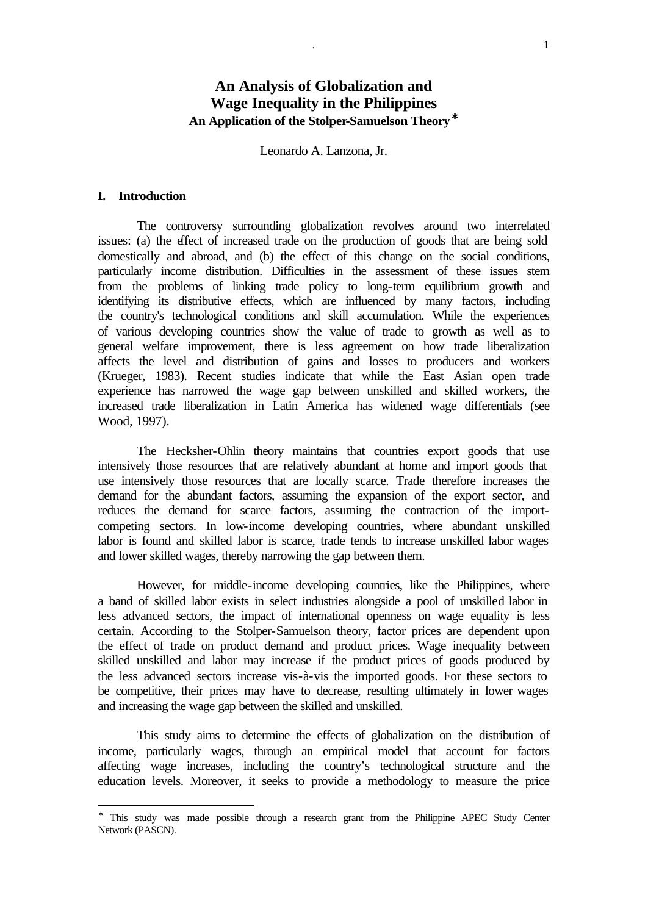# An Analysis of Globalization and Wage Inequality in the Philippines

## An Application of the Stolper-Samuelson Theory*

Leonardo A. Lanzona, Jr.

### I. Introduction

The controversy surrounding globalization revolves around two interrelated issues: (a) the effect of increased trade on the production of goods that are being sold domestically and abroad, and (b) the effect of this change on the social conditions, particularly income distribution. Difficulties in the assessment of these issues stem from the problems of linking trade policy to long-term equilibrium growth and identifying its distributive effects, which are influenced by many factors, including the country's technological conditions and skill accumulation. While the experiences of various developing countries show the value of trade to growth as well as to general welfare improvement, there is less agreement on how trade liberalization affects the level and distribution of gains and losses to producers and workers (Krueger, 1983). Recent studies indicate that while the East Asian open trade experience has narrowed the wage gap between unskilled and skilled workers, the increased trade liberalization in Latin America has widened wage differentials (see Wood, 1997).

The Hecksher-Ohlin theory maintains that countries export goods that use intensively those resources that are relatively abundant at home and import goods that use intensively those resources that are locally scarce. Trade therefore increases the demand for the abundant factors, assuming the expansion of the export sector, and reduces the demand for scarce factors, assuming the contraction of the import-competing sectors. In low-income developing countries, where abundant unskilled labor is found and skilled labor is scarce, trade tends to increase unskilled labor wages and lower skilled wages, thereby narrowing the gap between them.

However, for middle-income developing countries, like the Philippines, where a band of skilled labor exists in select industries alongside a pool of unskilled labor in less advanced sectors, the impact of international openness on wage equality is less certain. According to the Stolper-Samuelson theory, factor prices are dependent upon the effect of trade on product demand and product prices. Wage inequality between skilled unskilled and labor may increase if the product prices of goods produced by the less advanced sectors increase vis-à-vis the imported goods. For these sectors to be competitive, their prices may have to decrease, resulting ultimately in lower wages and increasing the wage gap between the skilled and unskilled.

This study aims to determine the effects of globalization on the distribution of income, particularly wages, through an empirical model that account for factors affecting wage increases, including the country's technological structure and the education levels. Moreover, it seeks to provide a methodology to measure the price

---

* This study was made possible through a research grant from the Philippine APEC Study Center Network (PASCN).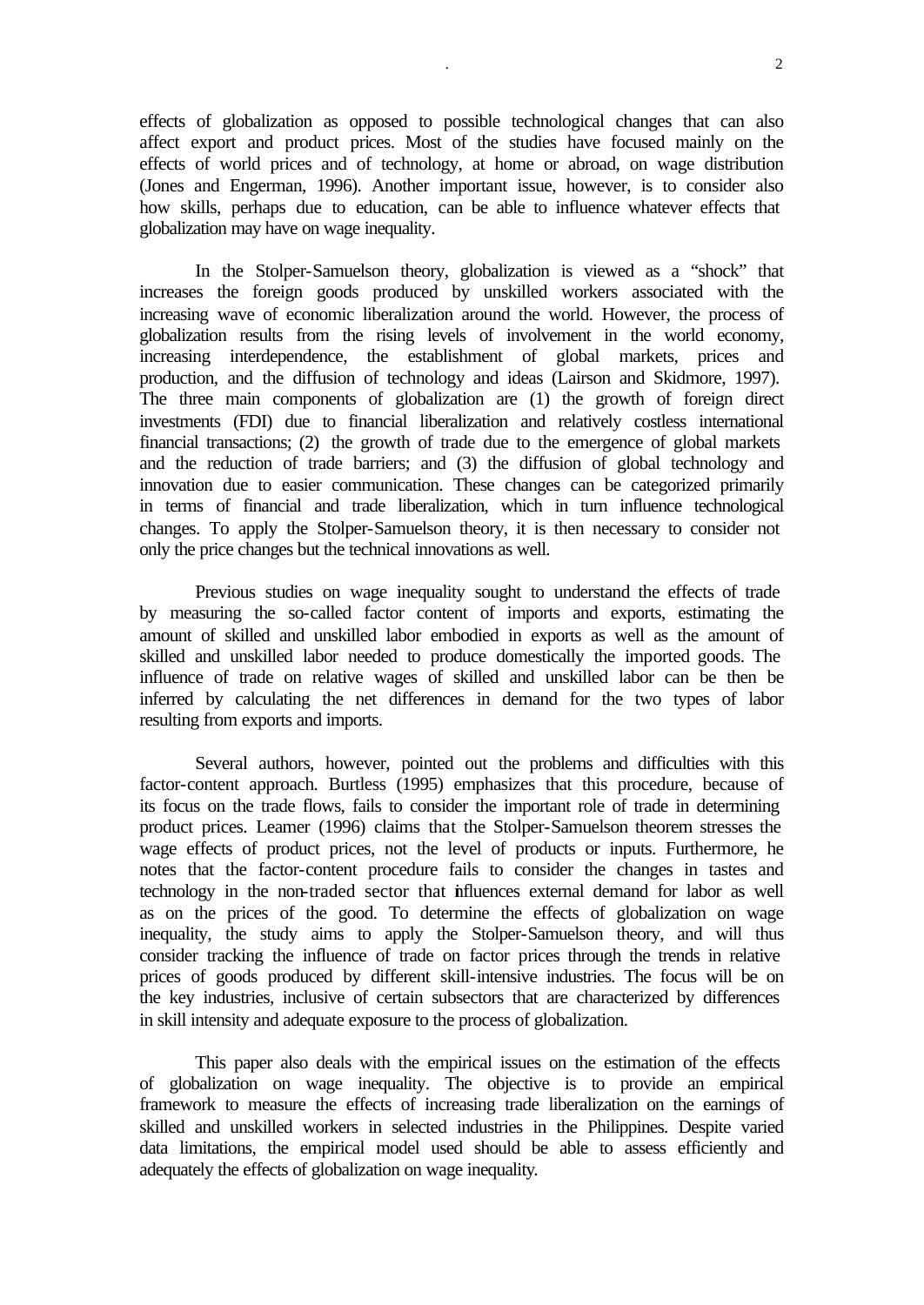effects of globalization as opposed to possible technological changes that can also affect export and product prices. Most of the studies have focused mainly on the effects of world prices and of technology, at home or abroad, on wage distribution (Jones and Engerman, 1996). Another important issue, however, is to consider also how skills, perhaps due to education, can be able to influence whatever effects that globalization may have on wage inequality.

In the Stolper-Samuelson theory, globalization is viewed as a "shock" that increases the foreign goods produced by unskilled workers associated with the increasing wave of economic liberalization around the world. However, the process of globalization results from the rising levels of involvement in the world economy, increasing interdependence, the establishment of global markets, prices and production, and the diffusion of technology and ideas (Lairson and Skidmore, 1997). The three main components of globalization are (1) the growth of foreign direct investments (FDI) due to financial liberalization and relatively costless international financial transactions; (2) the growth of trade due to the emergence of global markets and the reduction of trade barriers; and (3) the diffusion of global technology and innovation due to easier communication. These changes can be categorized primarily in terms of financial and trade liberalization, which in turn influence technological changes. To apply the Stolper-Samuelson theory, it is then necessary to consider not only the price changes but the technical innovations as well.

Previous studies on wage inequality sought to understand the effects of trade by measuring the so-called factor content of imports and exports, estimating the amount of skilled and unskilled labor embodied in exports as well as the amount of skilled and unskilled labor needed to produce domestically the imported goods. The influence of trade on relative wages of skilled and unskilled labor can be then be inferred by calculating the net differences in demand for the two types of labor resulting from exports and imports.

Several authors, however, pointed out the problems and difficulties with this factor-content approach. Burtless (1995) emphasizes that this procedure, because of its focus on the trade flows, fails to consider the important role of trade in determining product prices. Leamer (1996) claims that the Stolper-Samuelson theorem stresses the wage effects of product prices, not the level of products or inputs. Furthermore, he notes that the factor-content procedure fails to consider the changes in tastes and technology in the non-traded sector that influences external demand for labor as well as on the prices of the good. To determine the effects of globalization on wage inequality, the study aims to apply the Stolper-Samuelson theory, and will thus consider tracking the influence of trade on factor prices through the trends in relative prices of goods produced by different skill-intensive industries. The focus will be on the key industries, inclusive of certain subsectors that are characterized by differences in skill intensity and adequate exposure to the process of globalization.

This paper also deals with the empirical issues on the estimation of the effects of globalization on wage inequality. The objective is to provide an empirical framework to measure the effects of increasing trade liberalization on the earnings of skilled and unskilled workers in selected industries in the Philippines. Despite varied data limitations, the empirical model used should be able to assess efficiently and adequately the effects of globalization on wage inequality.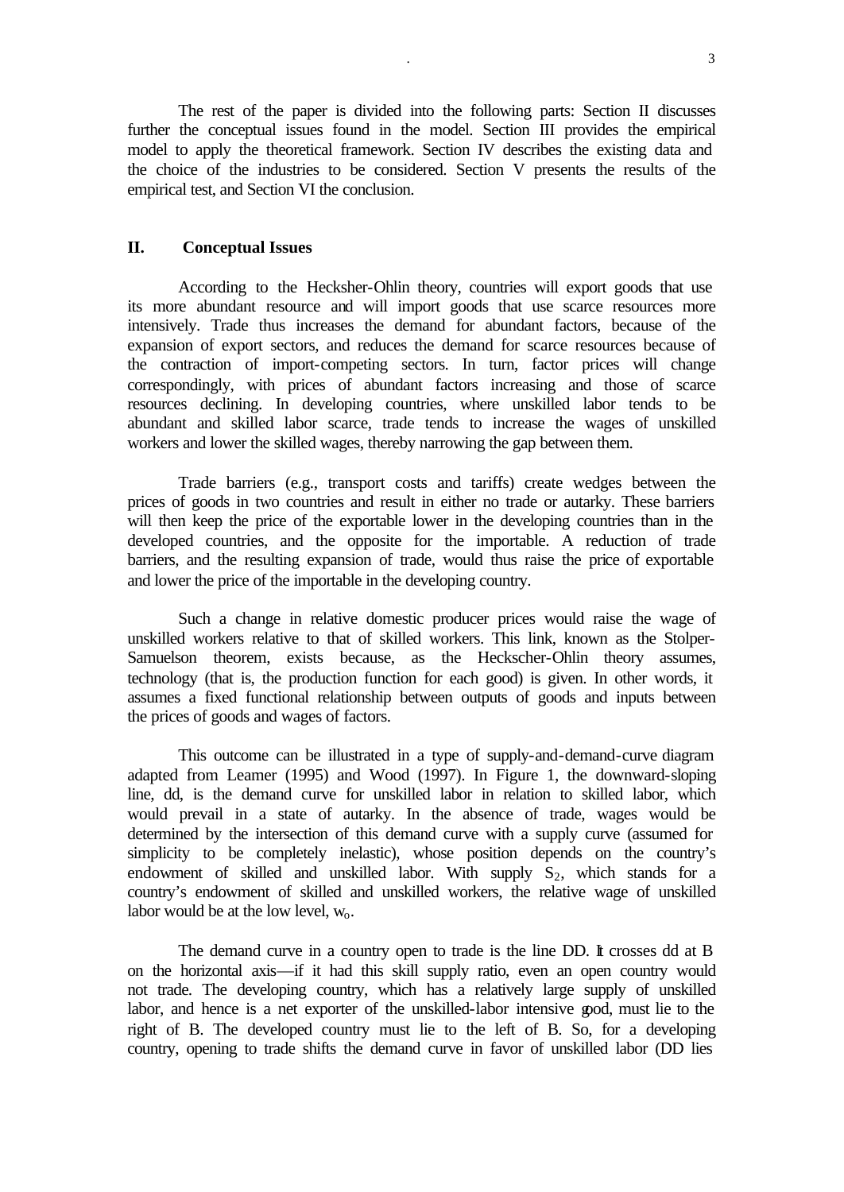The rest of the paper is divided into the following parts: Section II discusses further the conceptual issues found in the model. Section III provides the empirical model to apply the theoretical framework. Section IV describes the existing data and the choice of the industries to be considered. Section V presents the results of the empirical test, and Section VI the conclusion.

## II. Conceptual Issues

According to the Hecksher-Ohlin theory, countries will export goods that use its more abundant resource and will import goods that use scarce resources more intensively. Trade thus increases the demand for abundant factors, because of the expansion of export sectors, and reduces the demand for scarce resources because of the contraction of import-competing sectors. In turn, factor prices will change correspondingly, with prices of abundant factors increasing and those of scarce resources declining. In developing countries, where unskilled labor tends to be abundant and skilled labor scarce, trade tends to increase the wages of unskilled workers and lower the skilled wages, thereby narrowing the gap between them.

Trade barriers (e.g., transport costs and tariffs) create wedges between the prices of goods in two countries and result in either no trade or autarky. These barriers will then keep the price of the exportable lower in the developing countries than in the developed countries, and the opposite for the importable. A reduction of trade barriers, and the resulting expansion of trade, would thus raise the price of exportable and lower the price of the importable in the developing country.

Such a change in relative domestic producer prices would raise the wage of unskilled workers relative to that of skilled workers. This link, known as the Stolper-Samuelson theorem, exists because, as the Heckscher-Ohlin theory assumes, technology (that is, the production function for each good) is given. In other words, it assumes a fixed functional relationship between outputs of goods and inputs between the prices of goods and wages of factors.

This outcome can be illustrated in a type of supply-and-demand-curve diagram adapted from Leamer (1995) and Wood (1997). In Figure 1, the downward-sloping line, dd, is the demand curve for unskilled labor in relation to skilled labor, which would prevail in a state of autarky. In the absence of trade, wages would be determined by the intersection of this demand curve with a supply curve (assumed for simplicity to be completely inelastic), whose position depends on the country's endowment of skilled and unskilled labor. With supply $S_2$, which stands for a country's endowment of skilled and unskilled workers, the relative wage of unskilled labor would be at the low level, $w_o$.

The demand curve in a country open to trade is the line DD. It crosses dd at B on the horizontal axis—if it had this skill supply ratio, even an open country would not trade. The developing country, which has a relatively large supply of unskilled labor, and hence is a net exporter of the unskilled-labor intensive good, must lie to the right of B. The developed country must lie to the left of B. So, for a developing country, opening to trade shifts the demand curve in favor of unskilled labor (DD lies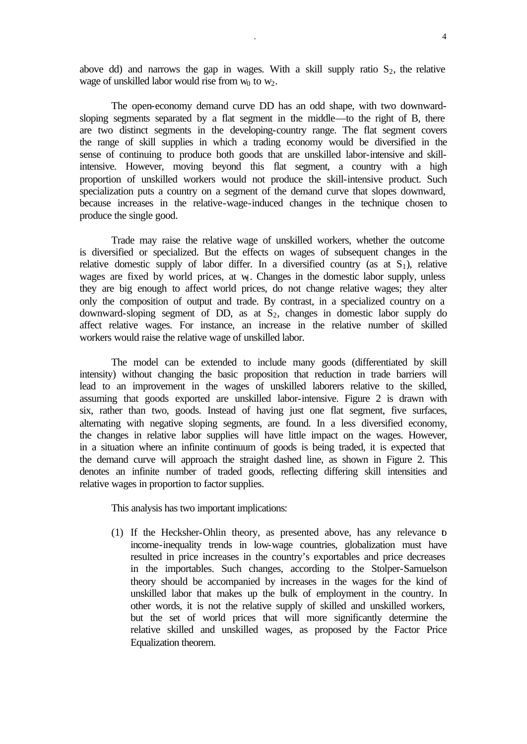above dd) and narrows the gap in wages. With a skill supply ratio $S_2$, the relative wage of unskilled labor would rise from $w_0$ to $w_2$.

The open-economy demand curve DD has an odd shape, with two downward-sloping segments separated by a flat segment in the middle—to the right of B, there are two distinct segments in the developing-country range. The flat segment covers the range of skill supplies in which a trading economy would be diversified in the sense of continuing to produce both goods that are unskilled labor-intensive and skill-intensive. However, moving beyond this flat segment, a country with a high proportion of unskilled workers would not produce the skill-intensive product. Such specialization puts a country on a segment of the demand curve that slopes downward, because increases in the relative-wage-induced changes in the technique chosen to produce the single good.

Trade may raise the relative wage of unskilled workers, whether the outcome is diversified or specialized. But the effects on wages of subsequent changes in the relative domestic supply of labor differ. In a diversified country (as at $S_1$), relative wages are fixed by world prices, at $w_1$. Changes in the domestic labor supply, unless they are big enough to affect world prices, do not change relative wages; they alter only the composition of output and trade. By contrast, in a specialized country on a downward-sloping segment of DD, as at $S_2$, changes in domestic labor supply do affect relative wages. For instance, an increase in the relative number of skilled workers would raise the relative wage of unskilled labor.

The model can be extended to include many goods (differentiated by skill intensity) without changing the basic proposition that reduction in trade barriers will lead to an improvement in the wages of unskilled laborers relative to the skilled, assuming that goods exported are unskilled labor-intensive. Figure 2 is drawn with six, rather than two, goods. Instead of having just one flat segment, five surfaces, alternating with negative sloping segments, are found. In a less diversified economy, the changes in relative labor supplies will have little impact on the wages. However, in a situation where an infinite continuum of goods is being traded, it is expected that the demand curve will approach the straight dashed line, as shown in Figure 2. This denotes an infinite number of traded goods, reflecting differing skill intensities and relative wages in proportion to factor supplies.

This analysis has two important implications:

(1) If the Hecksher-Ohlin theory, as presented above, has any relevance to income-inequality trends in low-wage countries, globalization must have resulted in price increases in the country's exportables and price decreases in the importables. Such changes, according to the Stolper-Samuelson theory should be accompanied by increases in the wages for the kind of unskilled labor that makes up the bulk of employment in the country. In other words, it is not the relative supply of skilled and unskilled workers, but the set of world prices that will more significantly determine the relative skilled and unskilled wages, as proposed by the Factor Price Equalization theorem.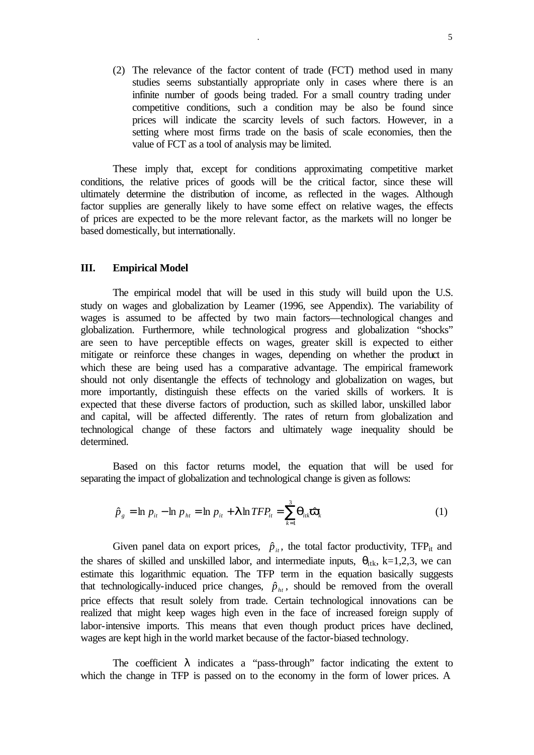(2) The relevance of the factor content of trade (FCT) method used in many studies seems substantially appropriate only in cases where there is an infinite number of goods being traded. For a small country trading under competitive conditions, such a condition may be also be found since prices will indicate the scarcity levels of such factors. However, in a setting where most firms trade on the basis of scale economies, then the value of FCT as a tool of analysis may be limited.

These imply that, except for conditions approximating competitive market conditions, the relative prices of goods will be the critical factor, since these will ultimately determine the distribution of income, as reflected in the wages. Although factor supplies are generally likely to have some effect on relative wages, the effects of prices are expected to be the more relevant factor, as the markets will no longer be based domestically, but internationally.

## III. Empirical Model

The empirical model that will be used in this study will build upon the U.S. study on wages and globalization by Leamer (1996, see Appendix). The variability of wages is assumed to be affected by two main factors—technological changes and globalization. Furthermore, while technological progress and globalization "shocks" are seen to have perceptible effects on wages, greater skill is expected to either mitigate or reinforce these changes in wages, depending on whether the product in which these are being used has a comparative advantage. The empirical framework should not only disentangle the effects of technology and globalization on wages, but more importantly, distinguish these effects on the varied skills of workers. It is expected that these diverse factors of production, such as skilled labor, unskilled labor and capital, will be affected differently. The rates of return from globalization and technological change of these factors and ultimately wage inequality should be determined.

Based on this factor returns model, the equation that will be used for separating the impact of globalization and technological change is given as follows:

$$\hat{p}_g = \ln p_{it} - \ln p_{ht} = \ln p_{it} + \lambda \ln TFP_{it} = \sum_{k=1}^{3} \theta_{itk} \hat{\varpi}_k \tag{1}$$

Given panel data on export prices, $\hat{p}_{it}$, the total factor productivity, $TFP_{it}$ and the shares of skilled and unskilled labor, and intermediate inputs, $\theta_{itk}$, k=1,2,3, we can estimate this logarithmic equation. The TFP term in the equation basically suggests that technologically-induced price changes, $\hat{p}_{ht}$, should be removed from the overall price effects that result solely from trade. Certain technological innovations can be realized that might keep wages high even in the face of increased foreign supply of labor-intensive imports. This means that even though product prices have declined, wages are kept high in the world market because of the factor-biased technology.

The coefficient $\lambda$ indicates a "pass-through" factor indicating the extent to which the change in TFP is passed on to the economy in the form of lower prices. A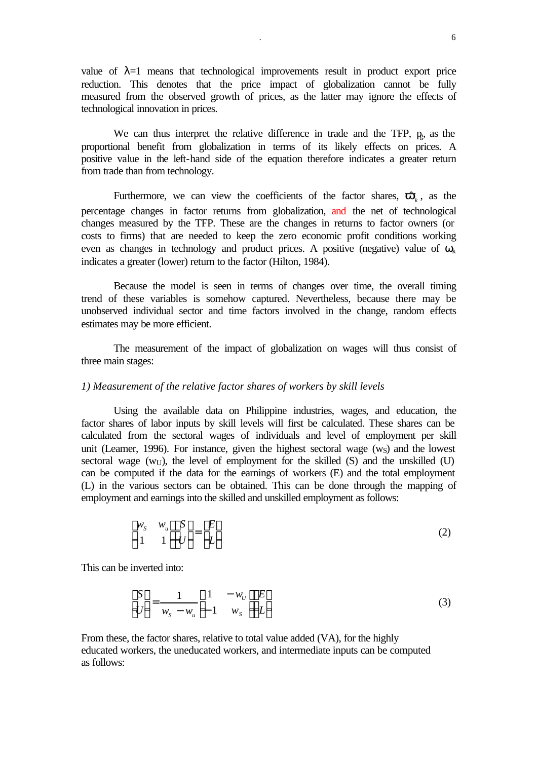value of $\lambda$=1 means that technological improvements result in product export price reduction. This denotes that the price impact of globalization cannot be fully measured from the observed growth of prices, as the latter may ignore the effects of technological innovation in prices.

We can thus interpret the relative difference in trade and the TFP, $p_g$, as the proportional benefit from globalization in terms of its likely effects on prices. A positive value in the left-hand side of the equation therefore indicates a greater return from trade than from technology.

Furthermore, we can view the coefficients of the factor shares, $\hat{\varpi}_k$, as the percentage changes in factor returns from globalization, and the net of technological changes measured by the TFP. These are the changes in returns to factor owners (or costs to firms) that are needed to keep the zero economic profit conditions working even as changes in technology and product prices. A positive (negative) value of $\omega_k$ indicates a greater (lower) return to the factor (Hilton, 1984).

Because the model is seen in terms of changes over time, the overall timing trend of these variables is somehow captured. Nevertheless, because there may be unobserved individual sector and time factors involved in the change, random effects estimates may be more efficient.

The measurement of the impact of globalization on wages will thus consist of three main stages:

*1) Measurement of the relative factor shares of workers by skill levels*

Using the available data on Philippine industries, wages, and education, the factor shares of labor inputs by skill levels will first be calculated. These shares can be calculated from the sectoral wages of individuals and level of employment per skill unit (Leamer, 1996). For instance, given the highest sectoral wage ($w_S$) and the lowest sectoral wage ($w_U$), the level of employment for the skilled (S) and the unskilled (U) can be computed if the data for the earnings of workers (E) and the total employment (L) in the various sectors can be obtained. This can be done through the mapping of employment and earnings into the skilled and unskilled employment as follows:

$$\begin{bmatrix} w_S & w_u \\ 1 & 1 \end{bmatrix} \begin{bmatrix} S \\ U \end{bmatrix} = \begin{bmatrix} E \\ L \end{bmatrix} \tag{2}$$

This can be inverted into:

$$\begin{bmatrix} S \\ U \end{bmatrix} = \frac{1}{w_S - w_u} \begin{bmatrix} 1 & -w_U \\ -1 & w_S \end{bmatrix} \begin{bmatrix} E \\ L \end{bmatrix} \tag{3}$$

From these, the factor shares, relative to total value added (VA), for the highly educated workers, the uneducated workers, and intermediate inputs can be computed as follows: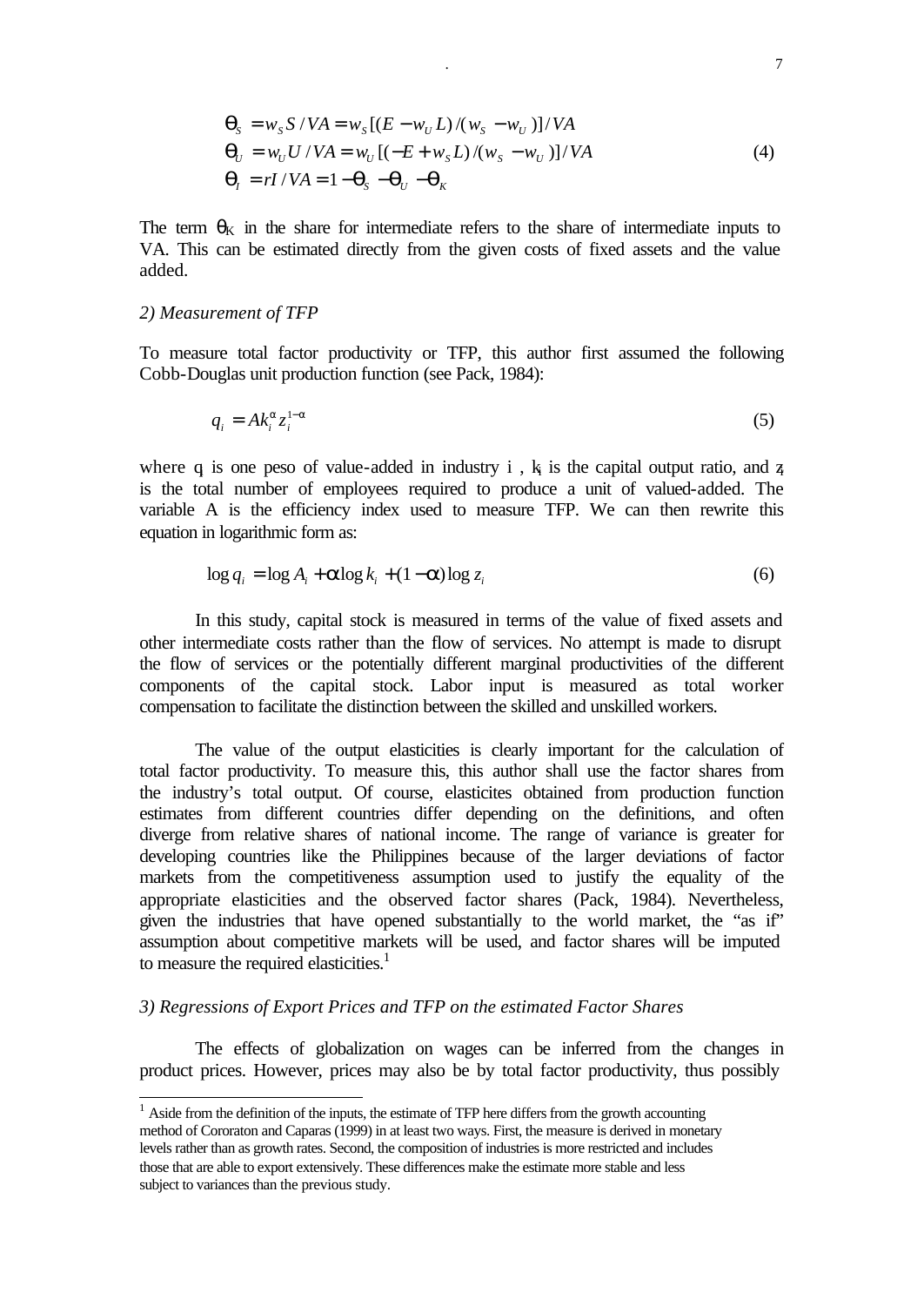$$
\begin{aligned}
\theta_S &= w_S S / VA = w_S [(E - w_U L)/(w_S - w_U)] / VA \\
\theta_U &= w_U U / VA = w_U [(-E + w_S L)/(w_S - w_U)] / VA \\
\theta_I &= rI / VA = 1 - \theta_S - \theta_U - \theta_K
\end{aligned}
\tag{4}
$$

The term $\theta_K$ in the share for intermediate refers to the share of intermediate inputs to VA. This can be estimated directly from the given costs of fixed assets and the value added.

*2) Measurement of TFP*

To measure total factor productivity or TFP, this author first assumed the following Cobb-Douglas unit production function (see Pack, 1984):

$$
q_i = A k_i^{\alpha} z_i^{1-\alpha} \tag{5}
$$

where $q_i$ is one peso of value-added in industry i , $k_i$ is the capital output ratio, and $z_i$ is the total number of employees required to produce a unit of valued-added. The variable A is the efficiency index used to measure TFP. We can then rewrite this equation in logarithmic form as:

$$
\log q_i = \log A_i + \alpha \log k_i + (1-\alpha) \log z_i \tag{6}
$$

In this study, capital stock is measured in terms of the value of fixed assets and other intermediate costs rather than the flow of services. No attempt is made to disrupt the flow of services or the potentially different marginal productivities of the different components of the capital stock. Labor input is measured as total worker compensation to facilitate the distinction between the skilled and unskilled workers.

The value of the output elasticities is clearly important for the calculation of total factor productivity. To measure this, this author shall use the factor shares from the industry's total output. Of course, elasticites obtained from production function estimates from different countries differ depending on the definitions, and often diverge from relative shares of national income. The range of variance is greater for developing countries like the Philippines because of the larger deviations of factor markets from the competitiveness assumption used to justify the equality of the appropriate elasticities and the observed factor shares (Pack, 1984). Nevertheless, given the industries that have opened substantially to the world market, the "as if" assumption about competitive markets will be used, and factor shares will be imputed to measure the required elasticities.[1]

*3) Regressions of Export Prices and TFP on the estimated Factor Shares*

The effects of globalization on wages can be inferred from the changes in product prices. However, prices may also be by total factor productivity, thus possibly

[1] Aside from the definition of the inputs, the estimate of TFP here differs from the growth accounting method of Cororaton and Caparas (1999) in at least two ways. First, the measure is derived in monetary levels rather than as growth rates. Second, the composition of industries is more restricted and includes those that are able to export extensively. These differences make the estimate more stable and less subject to variances than the previous study.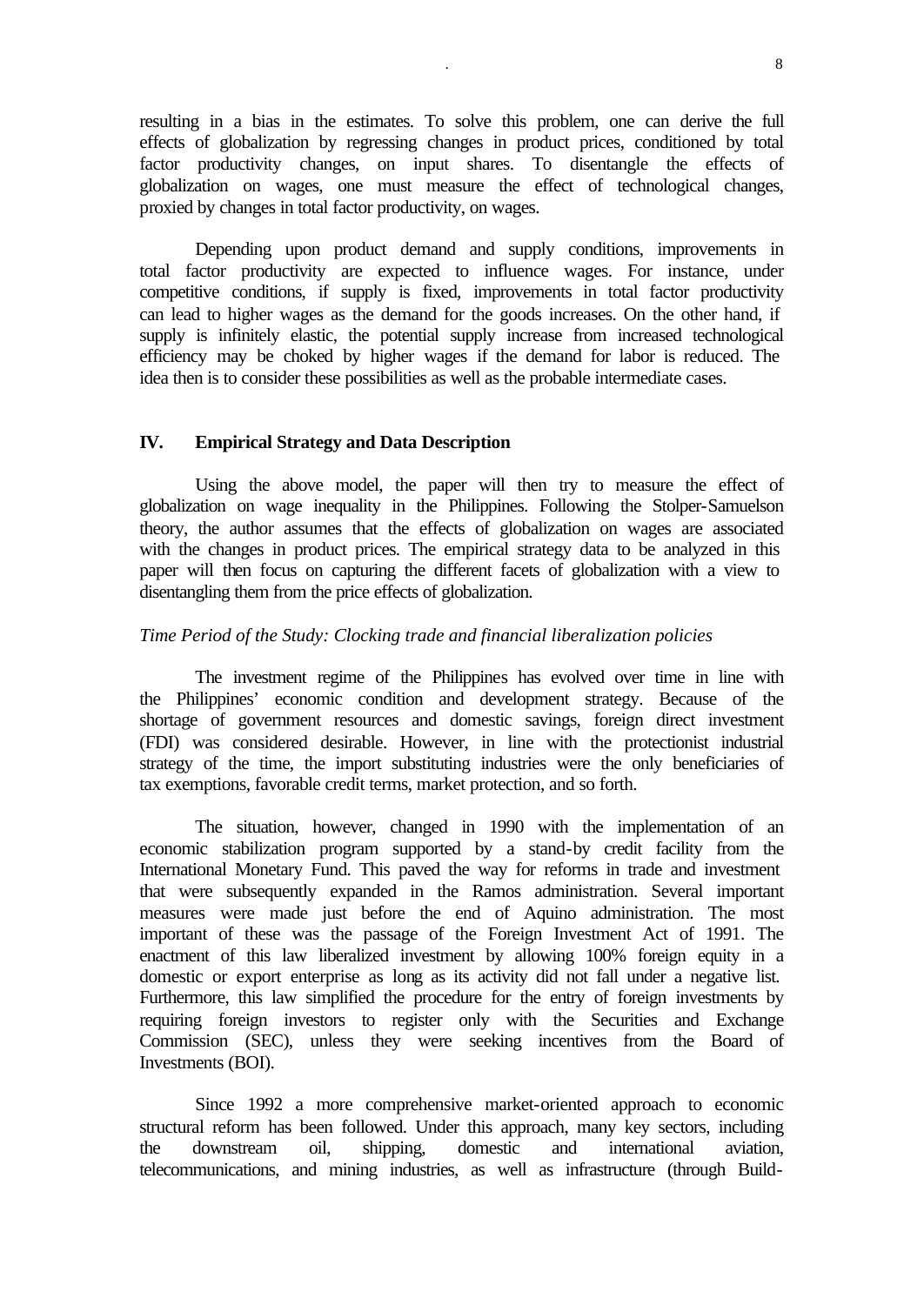resulting in a bias in the estimates. To solve this problem, one can derive the full effects of globalization by regressing changes in product prices, conditioned by total factor productivity changes, on input shares. To disentangle the effects of globalization on wages, one must measure the effect of technological changes, proxied by changes in total factor productivity, on wages.

Depending upon product demand and supply conditions, improvements in total factor productivity are expected to influence wages. For instance, under competitive conditions, if supply is fixed, improvements in total factor productivity can lead to higher wages as the demand for the goods increases. On the other hand, if supply is infinitely elastic, the potential supply increase from increased technological efficiency may be choked by higher wages if the demand for labor is reduced. The idea then is to consider these possibilities as well as the probable intermediate cases.

## IV. Empirical Strategy and Data Description

Using the above model, the paper will then try to measure the effect of globalization on wage inequality in the Philippines. Following the Stolper-Samuelson theory, the author assumes that the effects of globalization on wages are associated with the changes in product prices. The empirical strategy data to be analyzed in this paper will then focus on capturing the different facets of globalization with a view to disentangling them from the price effects of globalization.

*Time Period of the Study: Clocking trade and financial liberalization policies*

The investment regime of the Philippines has evolved over time in line with the Philippines' economic condition and development strategy. Because of the shortage of government resources and domestic savings, foreign direct investment (FDI) was considered desirable. However, in line with the protectionist industrial strategy of the time, the import substituting industries were the only beneficiaries of tax exemptions, favorable credit terms, market protection, and so forth.

The situation, however, changed in 1990 with the implementation of an economic stabilization program supported by a stand-by credit facility from the International Monetary Fund. This paved the way for reforms in trade and investment that were subsequently expanded in the Ramos administration. Several important measures were made just before the end of Aquino administration. The most important of these was the passage of the Foreign Investment Act of 1991. The enactment of this law liberalized investment by allowing 100% foreign equity in a domestic or export enterprise as long as its activity did not fall under a negative list. Furthermore, this law simplified the procedure for the entry of foreign investments by requiring foreign investors to register only with the Securities and Exchange Commission (SEC), unless they were seeking incentives from the Board of Investments (BOI).

Since 1992 a more comprehensive market-oriented approach to economic structural reform has been followed. Under this approach, many key sectors, including the downstream oil, shipping, domestic and international aviation, telecommunications, and mining industries, as well as infrastructure (through Build-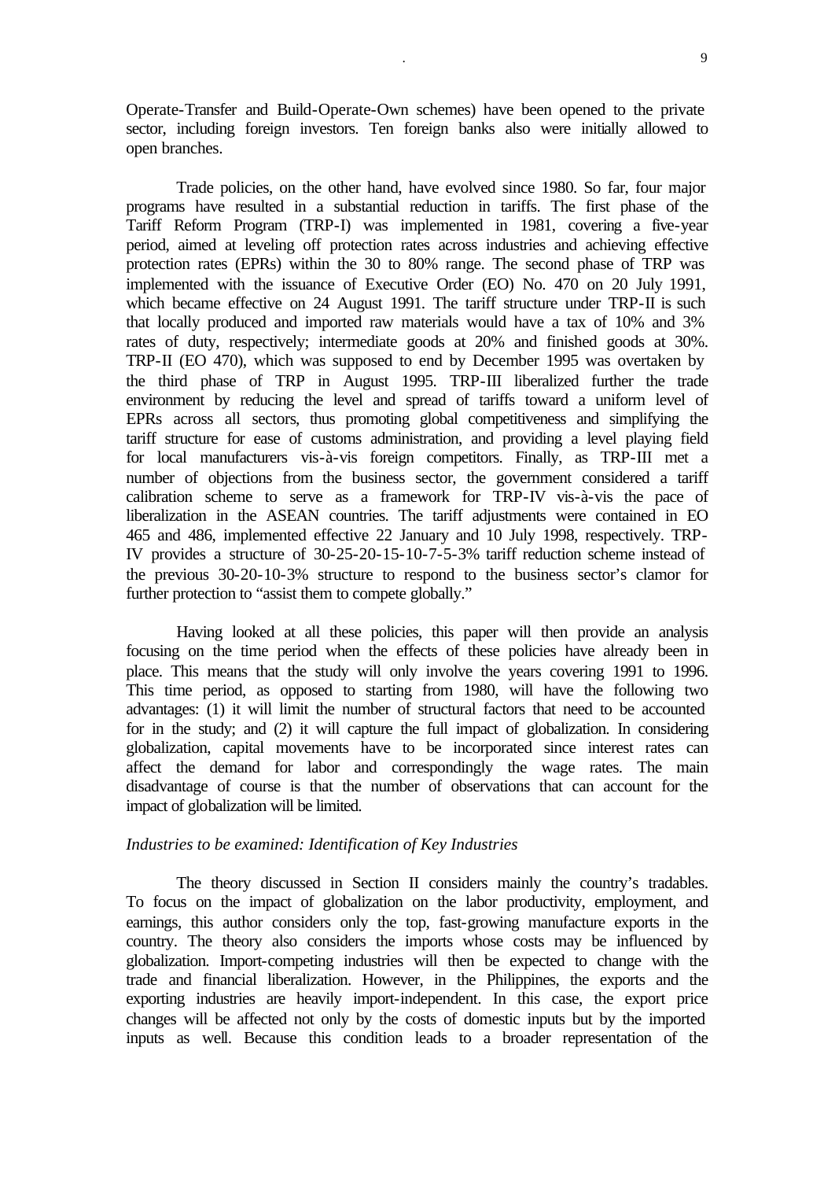Operate-Transfer and Build-Operate-Own schemes) have been opened to the private sector, including foreign investors. Ten foreign banks also were initially allowed to open branches.

Trade policies, on the other hand, have evolved since 1980. So far, four major programs have resulted in a substantial reduction in tariffs. The first phase of the Tariff Reform Program (TRP-I) was implemented in 1981, covering a five-year period, aimed at leveling off protection rates across industries and achieving effective protection rates (EPRs) within the 30 to 80% range. The second phase of TRP was implemented with the issuance of Executive Order (EO) No. 470 on 20 July 1991, which became effective on 24 August 1991. The tariff structure under TRP-II is such that locally produced and imported raw materials would have a tax of 10% and 3% rates of duty, respectively; intermediate goods at 20% and finished goods at 30%. TRP-II (EO 470), which was supposed to end by December 1995 was overtaken by the third phase of TRP in August 1995. TRP-III liberalized further the trade environment by reducing the level and spread of tariffs toward a uniform level of EPRs across all sectors, thus promoting global competitiveness and simplifying the tariff structure for ease of customs administration, and providing a level playing field for local manufacturers vis-à-vis foreign competitors. Finally, as TRP-III met a number of objections from the business sector, the government considered a tariff calibration scheme to serve as a framework for TRP-IV vis-à-vis the pace of liberalization in the ASEAN countries. The tariff adjustments were contained in EO 465 and 486, implemented effective 22 January and 10 July 1998, respectively. TRP-IV provides a structure of 30-25-20-15-10-7-5-3% tariff reduction scheme instead of the previous 30-20-10-3% structure to respond to the business sector's clamor for further protection to "assist them to compete globally."

Having looked at all these policies, this paper will then provide an analysis focusing on the time period when the effects of these policies have already been in place. This means that the study will only involve the years covering 1991 to 1996. This time period, as opposed to starting from 1980, will have the following two advantages: (1) it will limit the number of structural factors that need to be accounted for in the study; and (2) it will capture the full impact of globalization. In considering globalization, capital movements have to be incorporated since interest rates can affect the demand for labor and correspondingly the wage rates. The main disadvantage of course is that the number of observations that can account for the impact of globalization will be limited.

*Industries to be examined: Identification of Key Industries*

The theory discussed in Section II considers mainly the country's tradables. To focus on the impact of globalization on the labor productivity, employment, and earnings, this author considers only the top, fast-growing manufacture exports in the country. The theory also considers the imports whose costs may be influenced by globalization. Import-competing industries will then be expected to change with the trade and financial liberalization. However, in the Philippines, the exports and the exporting industries are heavily import-independent. In this case, the export price changes will be affected not only by the costs of domestic inputs but by the imported inputs as well. Because this condition leads to a broader representation of the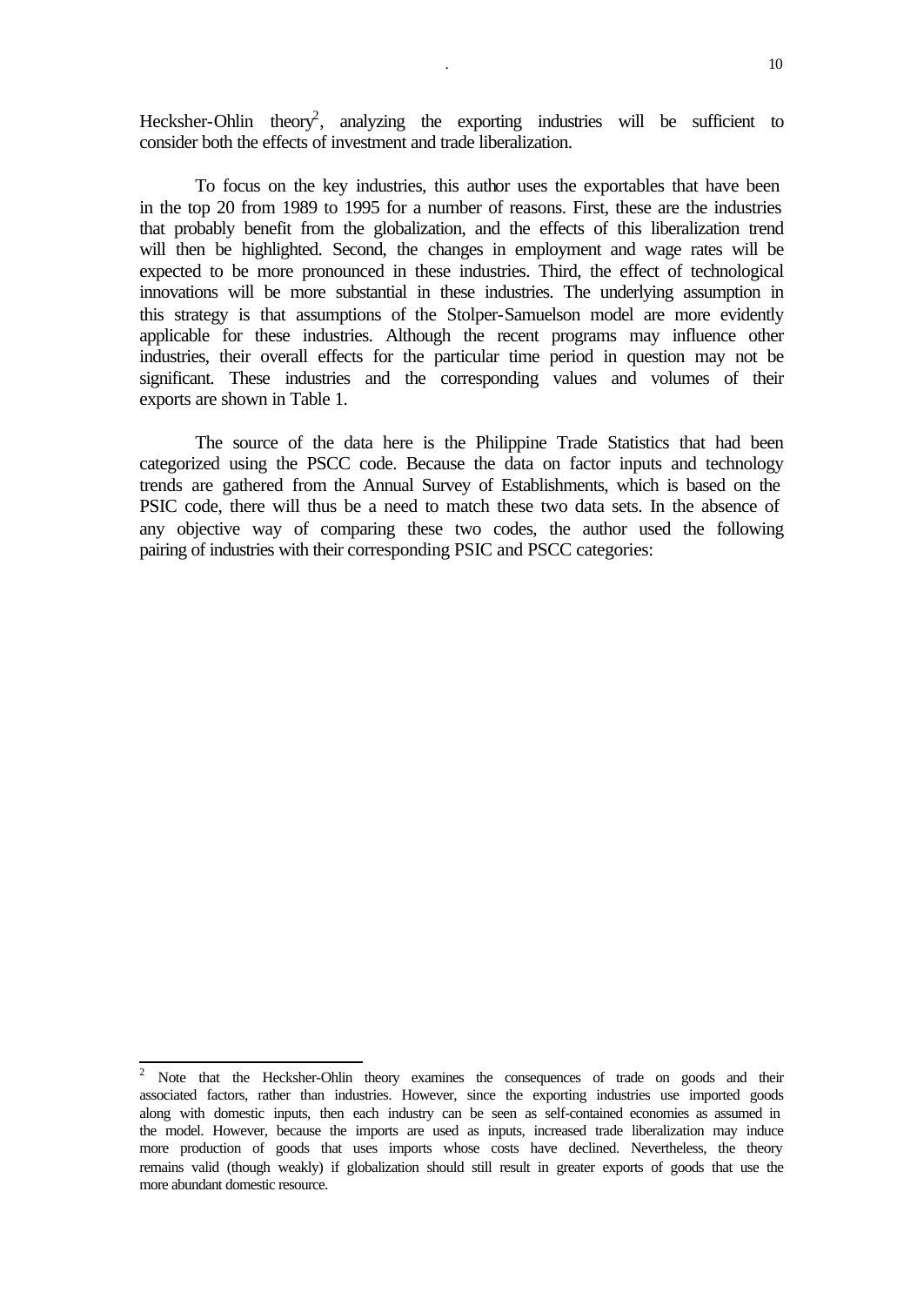Hecksher-Ohlin theory[2], analyzing the exporting industries will be sufficient to consider both the effects of investment and trade liberalization.

To focus on the key industries, this author uses the exportables that have been in the top 20 from 1989 to 1995 for a number of reasons. First, these are the industries that probably benefit from the globalization, and the effects of this liberalization trend will then be highlighted. Second, the changes in employment and wage rates will be expected to be more pronounced in these industries. Third, the effect of technological innovations will be more substantial in these industries. The underlying assumption in this strategy is that assumptions of the Stolper-Samuelson model are more evidently applicable for these industries. Although the recent programs may influence other industries, their overall effects for the particular time period in question may not be significant. These industries and the corresponding values and volumes of their exports are shown in Table 1.

The source of the data here is the Philippine Trade Statistics that had been categorized using the PSCC code. Because the data on factor inputs and technology trends are gathered from the Annual Survey of Establishments, which is based on the PSIC code, there will thus be a need to match these two data sets. In the absence of any objective way of comparing these two codes, the author used the following pairing of industries with their corresponding PSIC and PSCC categories:

---

[2] Note that the Hecksher-Ohlin theory examines the consequences of trade on goods and their associated factors, rather than industries. However, since the exporting industries use imported goods along with domestic inputs, then each industry can be seen as self-contained economies as assumed in the model. However, because the imports are used as inputs, increased trade liberalization may induce more production of goods that uses imports whose costs have declined. Nevertheless, the theory remains valid (though weakly) if globalization should still result in greater exports of goods that use the more abundant domestic resource.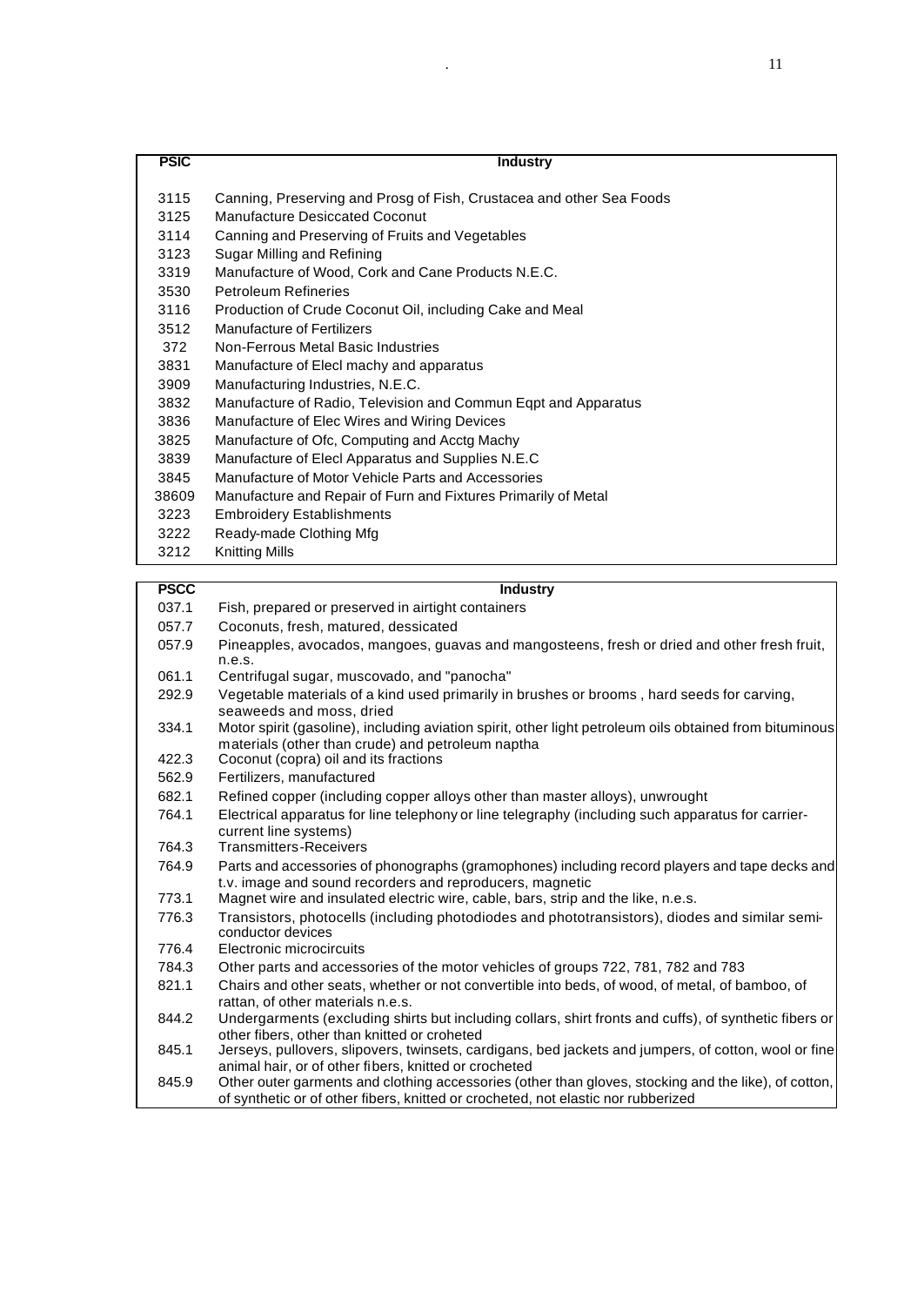| PSIC | Industry |
|---|---|
| 3115 | Canning, Preserving and Prosg of Fish, Crustacea and other Sea Foods |
| 3125 | Manufacture Desiccated Coconut |
| 3114 | Canning and Preserving of Fruits and Vegetables |
| 3123 | Sugar Milling and Refining |
| 3319 | Manufacture of Wood, Cork and Cane Products N.E.C. |
| 3530 | Petroleum Refineries |
| 3116 | Production of Crude Coconut Oil, including Cake and Meal |
| 3512 | Manufacture of Fertilizers |
| 372 | Non-Ferrous Metal Basic Industries |
| 3831 | Manufacture of Elecl machy and apparatus |
| 3909 | Manufacturing Industries, N.E.C. |
| 3832 | Manufacture of Radio, Television and Commun Eqpt and Apparatus |
| 3836 | Manufacture of Elec Wires and Wiring Devices |
| 3825 | Manufacture of Ofc, Computing and Acctg Machy |
| 3839 | Manufacture of Elecl Apparatus and Supplies N.E.C |
| 3845 | Manufacture of Motor Vehicle Parts and Accessories |
| 38609 | Manufacture and Repair of Furn and Fixtures Primarily of Metal |
| 3223 | Embroidery Establishments |
| 3222 | Ready-made Clothing Mfg |
| 3212 | Knitting Mills |

| PSCC | Industry |
|---|---|
| 037.1 | Fish, prepared or preserved in airtight containers |
| 057.7 | Coconuts, fresh, matured, dessicated |
| 057.9 | Pineapples, avocados, mangoes, guavas and mangosteens, fresh or dried and other fresh fruit, n.e.s. |
| 061.1 | Centrifugal sugar, muscovado, and "panocha" |
| 292.9 | Vegetable materials of a kind used primarily in brushes or brooms , hard seeds for carving, seaweeds and moss, dried |
| 334.1 | Motor spirit (gasoline), including aviation spirit, other light petroleum oils obtained from bituminous materials (other than crude) and petroleum naptha |
| 422.3 | Coconut (copra) oil and its fractions |
| 562.9 | Fertilizers, manufactured |
| 682.1 | Refined copper (including copper alloys other than master alloys), unwrought |
| 764.1 | Electrical apparatus for line telephony or line telegraphy (including such apparatus for carrier-current line systems) |
| 764.3 | Transmitters-Receivers |
| 764.9 | Parts and accessories of phonographs (gramophones) including record players and tape decks and t.v. image and sound recorders and reproducers, magnetic |
| 773.1 | Magnet wire and insulated electric wire, cable, bars, strip and the like, n.e.s. |
| 776.3 | Transistors, photocells (including photodiodes and phototransistors), diodes and similar semi-conductor devices |
| 776.4 | Electronic microcircuits |
| 784.3 | Other parts and accessories of the motor vehicles of groups 722, 781, 782 and 783 |
| 821.1 | Chairs and other seats, whether or not convertible into beds, of wood, of metal, of bamboo, of rattan, of other materials n.e.s. |
| 844.2 | Undergarments (excluding shirts but including collars, shirt fronts and cuffs), of synthetic fibers or other fibers, other than knitted or croheted |
| 845.1 | Jerseys, pullovers, slipovers, twinsets, cardigans, bed jackets and jumpers, of cotton, wool or fine animal hair, or of other fibers, knitted or crocheted |
| 845.9 | Other outer garments and clothing accessories (other than gloves, stocking and the like), of cotton, of synthetic or of other fibers, knitted or crocheted, not elastic nor rubberized |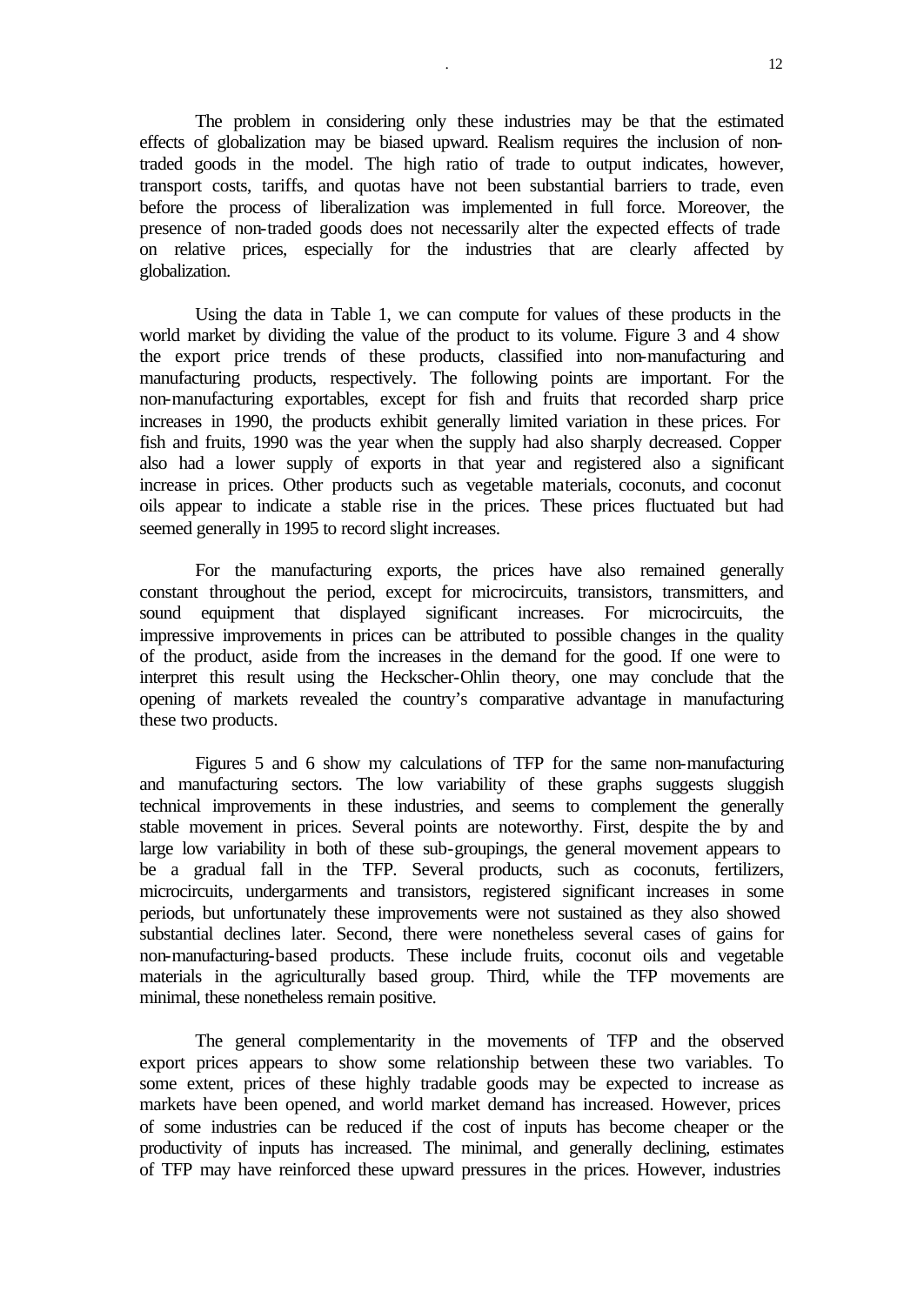The problem in considering only these industries may be that the estimated effects of globalization may be biased upward. Realism requires the inclusion of non-traded goods in the model. The high ratio of trade to output indicates, however, transport costs, tariffs, and quotas have not been substantial barriers to trade, even before the process of liberalization was implemented in full force. Moreover, the presence of non-traded goods does not necessarily alter the expected effects of trade on relative prices, especially for the industries that are clearly affected by globalization.

Using the data in Table 1, we can compute for values of these products in the world market by dividing the value of the product to its volume. Figure 3 and 4 show the export price trends of these products, classified into non-manufacturing and manufacturing products, respectively. The following points are important. For the non-manufacturing exportables, except for fish and fruits that recorded sharp price increases in 1990, the products exhibit generally limited variation in these prices. For fish and fruits, 1990 was the year when the supply had also sharply decreased. Copper also had a lower supply of exports in that year and registered also a significant increase in prices. Other products such as vegetable materials, coconuts, and coconut oils appear to indicate a stable rise in the prices. These prices fluctuated but had seemed generally in 1995 to record slight increases.

For the manufacturing exports, the prices have also remained generally constant throughout the period, except for microcircuits, transistors, transmitters, and sound equipment that displayed significant increases. For microcircuits, the impressive improvements in prices can be attributed to possible changes in the quality of the product, aside from the increases in the demand for the good. If one were to interpret this result using the Heckscher-Ohlin theory, one may conclude that the opening of markets revealed the country's comparative advantage in manufacturing these two products.

Figures 5 and 6 show my calculations of TFP for the same non-manufacturing and manufacturing sectors. The low variability of these graphs suggests sluggish technical improvements in these industries, and seems to complement the generally stable movement in prices. Several points are noteworthy. First, despite the by and large low variability in both of these sub-groupings, the general movement appears to be a gradual fall in the TFP. Several products, such as coconuts, fertilizers, microcircuits, undergarments and transistors, registered significant increases in some periods, but unfortunately these improvements were not sustained as they also showed substantial declines later. Second, there were nonetheless several cases of gains for non-manufacturing-based products. These include fruits, coconut oils and vegetable materials in the agriculturally based group. Third, while the TFP movements are minimal, these nonetheless remain positive.

The general complementarity in the movements of TFP and the observed export prices appears to show some relationship between these two variables. To some extent, prices of these highly tradable goods may be expected to increase as markets have been opened, and world market demand has increased. However, prices of some industries can be reduced if the cost of inputs has become cheaper or the productivity of inputs has increased. The minimal, and generally declining, estimates of TFP may have reinforced these upward pressures in the prices. However, industries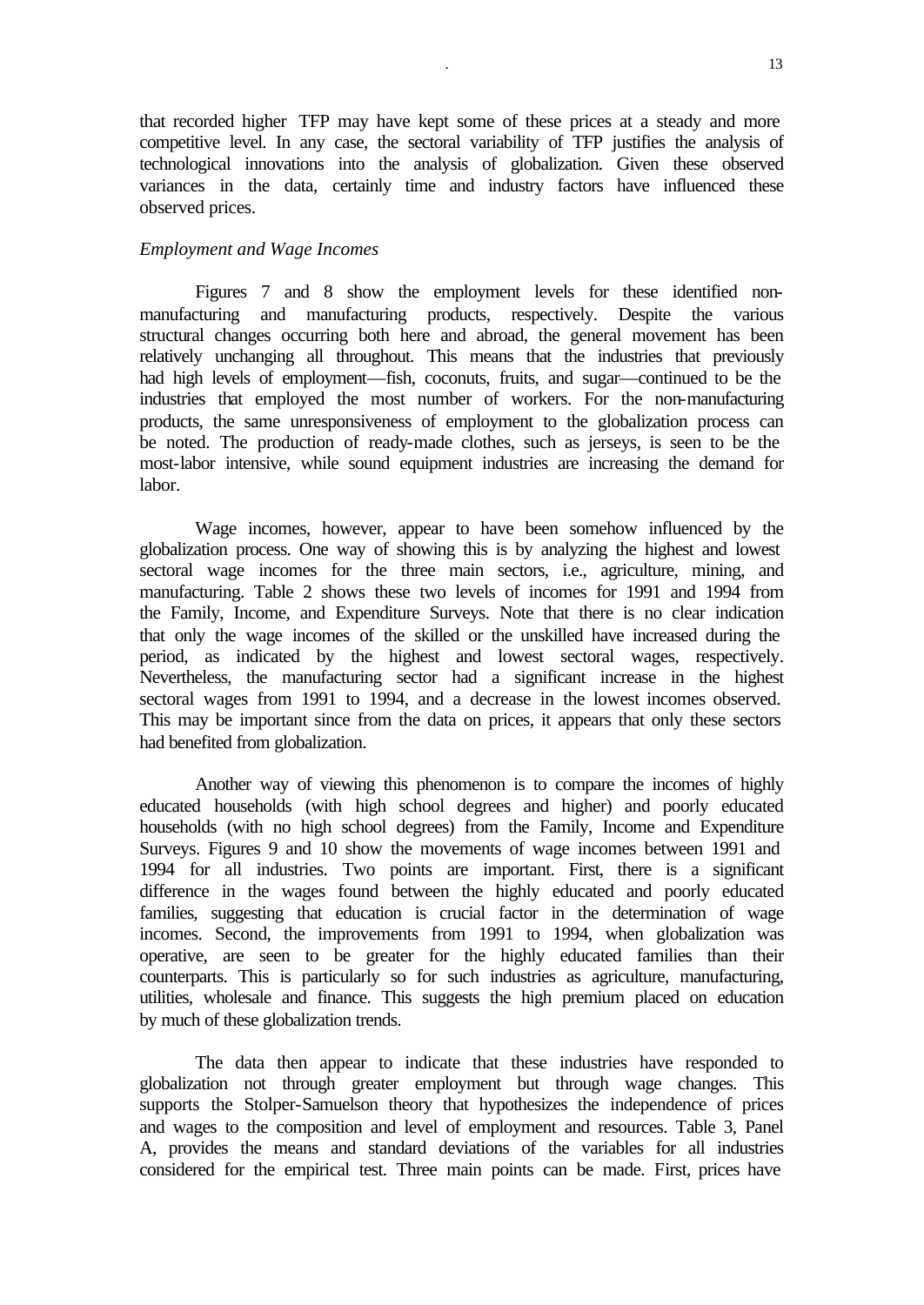that recorded higher TFP may have kept some of these prices at a steady and more competitive level. In any case, the sectoral variability of TFP justifies the analysis of technological innovations into the analysis of globalization. Given these observed variances in the data, certainly time and industry factors have influenced these observed prices.

*Employment and Wage Incomes*

Figures 7 and 8 show the employment levels for these identified non-manufacturing and manufacturing products, respectively. Despite the various structural changes occurring both here and abroad, the general movement has been relatively unchanging all throughout. This means that the industries that previously had high levels of employment—fish, coconuts, fruits, and sugar—continued to be the industries that employed the most number of workers. For the non-manufacturing products, the same unresponsiveness of employment to the globalization process can be noted. The production of ready-made clothes, such as jerseys, is seen to be the most-labor intensive, while sound equipment industries are increasing the demand for labor.

Wage incomes, however, appear to have been somehow influenced by the globalization process. One way of showing this is by analyzing the highest and lowest sectoral wage incomes for the three main sectors, i.e., agriculture, mining, and manufacturing. Table 2 shows these two levels of incomes for 1991 and 1994 from the Family, Income, and Expenditure Surveys. Note that there is no clear indication that only the wage incomes of the skilled or the unskilled have increased during the period, as indicated by the highest and lowest sectoral wages, respectively. Nevertheless, the manufacturing sector had a significant increase in the highest sectoral wages from 1991 to 1994, and a decrease in the lowest incomes observed. This may be important since from the data on prices, it appears that only these sectors had benefited from globalization.

Another way of viewing this phenomenon is to compare the incomes of highly educated households (with high school degrees and higher) and poorly educated households (with no high school degrees) from the Family, Income and Expenditure Surveys. Figures 9 and 10 show the movements of wage incomes between 1991 and 1994 for all industries. Two points are important. First, there is a significant difference in the wages found between the highly educated and poorly educated families, suggesting that education is crucial factor in the determination of wage incomes. Second, the improvements from 1991 to 1994, when globalization was operative, are seen to be greater for the highly educated families than their counterparts. This is particularly so for such industries as agriculture, manufacturing, utilities, wholesale and finance. This suggests the high premium placed on education by much of these globalization trends.

The data then appear to indicate that these industries have responded to globalization not through greater employment but through wage changes. This supports the Stolper-Samuelson theory that hypothesizes the independence of prices and wages to the composition and level of employment and resources. Table 3, Panel A, provides the means and standard deviations of the variables for all industries considered for the empirical test. Three main points can be made. First, prices have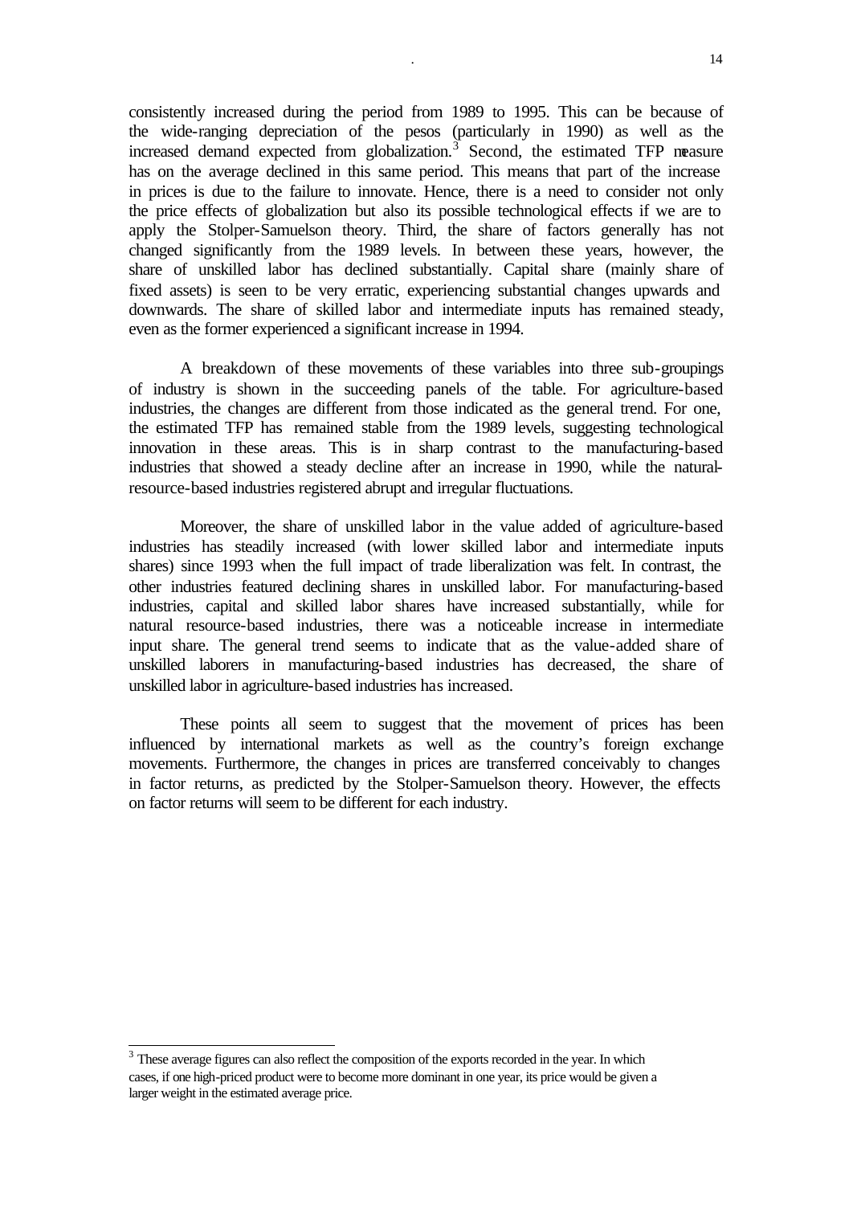consistently increased during the period from 1989 to 1995. This can be because of the wide-ranging depreciation of the pesos (particularly in 1990) as well as the increased demand expected from globalization.[3] Second, the estimated TFP measure has on the average declined in this same period. This means that part of the increase in prices is due to the failure to innovate. Hence, there is a need to consider not only the price effects of globalization but also its possible technological effects if we are to apply the Stolper-Samuelson theory. Third, the share of factors generally has not changed significantly from the 1989 levels. In between these years, however, the share of unskilled labor has declined substantially. Capital share (mainly share of fixed assets) is seen to be very erratic, experiencing substantial changes upwards and downwards. The share of skilled labor and intermediate inputs has remained steady, even as the former experienced a significant increase in 1994.

A breakdown of these movements of these variables into three sub-groupings of industry is shown in the succeeding panels of the table. For agriculture-based industries, the changes are different from those indicated as the general trend. For one, the estimated TFP has remained stable from the 1989 levels, suggesting technological innovation in these areas. This is in sharp contrast to the manufacturing-based industries that showed a steady decline after an increase in 1990, while the natural-resource-based industries registered abrupt and irregular fluctuations.

Moreover, the share of unskilled labor in the value added of agriculture-based industries has steadily increased (with lower skilled labor and intermediate inputs shares) since 1993 when the full impact of trade liberalization was felt. In contrast, the other industries featured declining shares in unskilled labor. For manufacturing-based industries, capital and skilled labor shares have increased substantially, while for natural resource-based industries, there was a noticeable increase in intermediate input share. The general trend seems to indicate that as the value-added share of unskilled laborers in manufacturing-based industries has decreased, the share of unskilled labor in agriculture-based industries has increased.

These points all seem to suggest that the movement of prices has been influenced by international markets as well as the country's foreign exchange movements. Furthermore, the changes in prices are transferred conceivably to changes in factor returns, as predicted by the Stolper-Samuelson theory. However, the effects on factor returns will seem to be different for each industry.

[3] These average figures can also reflect the composition of the exports recorded in the year. In which cases, if one high-priced product were to become more dominant in one year, its price would be given a larger weight in the estimated average price.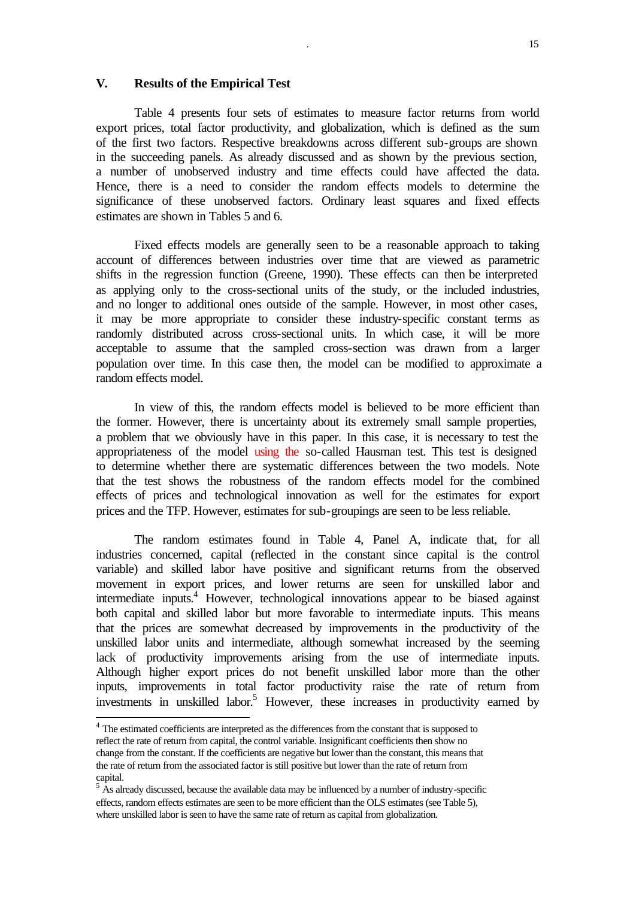## V. Results of the Empirical Test

Table 4 presents four sets of estimates to measure factor returns from world export prices, total factor productivity, and globalization, which is defined as the sum of the first two factors. Respective breakdowns across different sub-groups are shown in the succeeding panels. As already discussed and as shown by the previous section, a number of unobserved industry and time effects could have affected the data. Hence, there is a need to consider the random effects models to determine the significance of these unobserved factors. Ordinary least squares and fixed effects estimates are shown in Tables 5 and 6.

Fixed effects models are generally seen to be a reasonable approach to taking account of differences between industries over time that are viewed as parametric shifts in the regression function (Greene, 1990). These effects can then be interpreted as applying only to the cross-sectional units of the study, or the included industries, and no longer to additional ones outside of the sample. However, in most other cases, it may be more appropriate to consider these industry-specific constant terms as randomly distributed across cross-sectional units. In which case, it will be more acceptable to assume that the sampled cross-section was drawn from a larger population over time. In this case then, the model can be modified to approximate a random effects model.

In view of this, the random effects model is believed to be more efficient than the former. However, there is uncertainty about its extremely small sample properties, a problem that we obviously have in this paper. In this case, it is necessary to test the appropriateness of the model using the so-called Hausman test. This test is designed to determine whether there are systematic differences between the two models. Note that the test shows the robustness of the random effects model for the combined effects of prices and technological innovation as well for the estimates for export prices and the TFP. However, estimates for sub-groupings are seen to be less reliable.

The random estimates found in Table 4, Panel A, indicate that, for all industries concerned, capital (reflected in the constant since capital is the control variable) and skilled labor have positive and significant returns from the observed movement in export prices, and lower returns are seen for unskilled labor and intermediate inputs.[4] However, technological innovations appear to be biased against both capital and skilled labor but more favorable to intermediate inputs. This means that the prices are somewhat decreased by improvements in the productivity of the unskilled labor units and intermediate, although somewhat increased by the seeming lack of productivity improvements arising from the use of intermediate inputs. Although higher export prices do not benefit unskilled labor more than the other inputs, improvements in total factor productivity raise the rate of return from investments in unskilled labor.[5] However, these increases in productivity earned by

---

[4] The estimated coefficients are interpreted as the differences from the constant that is supposed to reflect the rate of return from capital, the control variable. Insignificant coefficients then show no change from the constant. If the coefficients are negative but lower than the constant, this means that the rate of return from the associated factor is still positive but lower than the rate of return from capital.

[5] As already discussed, because the available data may be influenced by a number of industry-specific effects, random effects estimates are seen to be more efficient than the OLS estimates (see Table 5), where unskilled labor is seen to have the same rate of return as capital from globalization.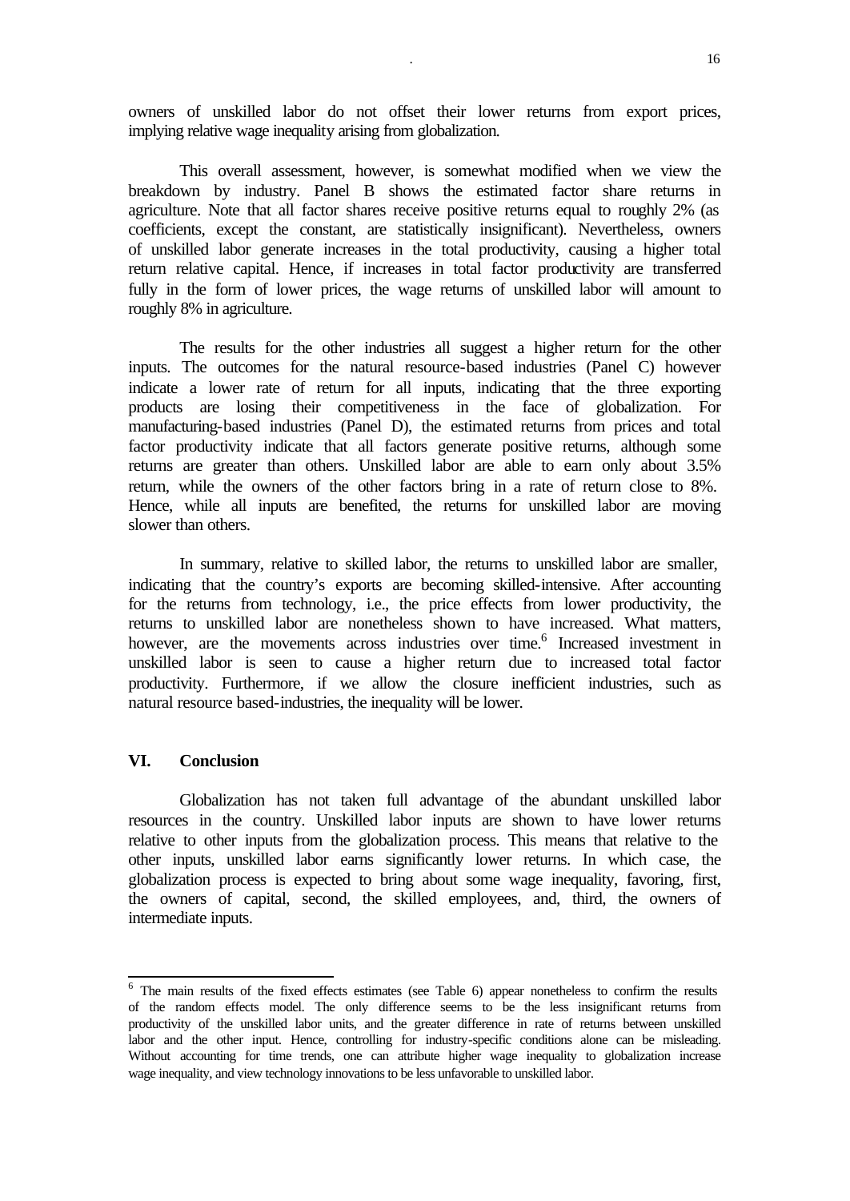owners of unskilled labor do not offset their lower returns from export prices, implying relative wage inequality arising from globalization.

This overall assessment, however, is somewhat modified when we view the breakdown by industry. Panel B shows the estimated factor share returns in agriculture. Note that all factor shares receive positive returns equal to roughly 2% (as coefficients, except the constant, are statistically insignificant). Nevertheless, owners of unskilled labor generate increases in the total productivity, causing a higher total return relative capital. Hence, if increases in total factor productivity are transferred fully in the form of lower prices, the wage returns of unskilled labor will amount to roughly 8% in agriculture.

The results for the other industries all suggest a higher return for the other inputs. The outcomes for the natural resource-based industries (Panel C) however indicate a lower rate of return for all inputs, indicating that the three exporting products are losing their competitiveness in the face of globalization. For manufacturing-based industries (Panel D), the estimated returns from prices and total factor productivity indicate that all factors generate positive returns, although some returns are greater than others. Unskilled labor are able to earn only about 3.5% return, while the owners of the other factors bring in a rate of return close to 8%. Hence, while all inputs are benefited, the returns for unskilled labor are moving slower than others.

In summary, relative to skilled labor, the returns to unskilled labor are smaller, indicating that the country's exports are becoming skilled-intensive. After accounting for the returns from technology, i.e., the price effects from lower productivity, the returns to unskilled labor are nonetheless shown to have increased. What matters, however, are the movements across industries over time.[6] Increased investment in unskilled labor is seen to cause a higher return due to increased total factor productivity. Furthermore, if we allow the closure inefficient industries, such as natural resource based-industries, the inequality will be lower.

## VI. Conclusion

Globalization has not taken full advantage of the abundant unskilled labor resources in the country. Unskilled labor inputs are shown to have lower returns relative to other inputs from the globalization process. This means that relative to the other inputs, unskilled labor earns significantly lower returns. In which case, the globalization process is expected to bring about some wage inequality, favoring, first, the owners of capital, second, the skilled employees, and, third, the owners of intermediate inputs.

---

[6] The main results of the fixed effects estimates (see Table 6) appear nonetheless to confirm the results of the random effects model. The only difference seems to be the less insignificant returns from productivity of the unskilled labor units, and the greater difference in rate of returns between unskilled labor and the other input. Hence, controlling for industry-specific conditions alone can be misleading. Without accounting for time trends, one can attribute higher wage inequality to globalization increase wage inequality, and view technology innovations to be less unfavorable to unskilled labor.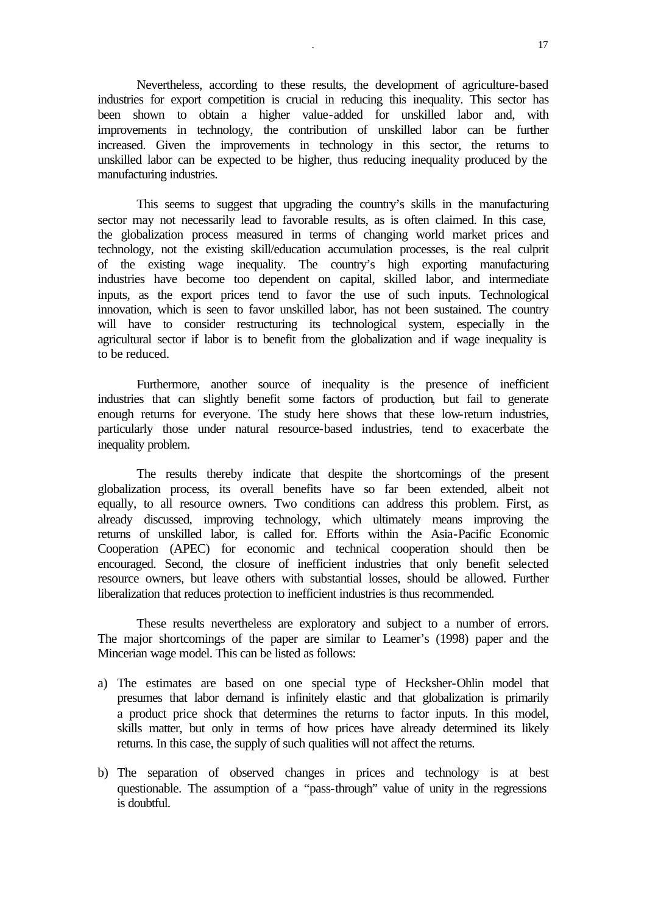Nevertheless, according to these results, the development of agriculture-based industries for export competition is crucial in reducing this inequality. This sector has been shown to obtain a higher value-added for unskilled labor and, with improvements in technology, the contribution of unskilled labor can be further increased. Given the improvements in technology in this sector, the returns to unskilled labor can be expected to be higher, thus reducing inequality produced by the manufacturing industries.

This seems to suggest that upgrading the country's skills in the manufacturing sector may not necessarily lead to favorable results, as is often claimed. In this case, the globalization process measured in terms of changing world market prices and technology, not the existing skill/education accumulation processes, is the real culprit of the existing wage inequality. The country's high exporting manufacturing industries have become too dependent on capital, skilled labor, and intermediate inputs, as the export prices tend to favor the use of such inputs. Technological innovation, which is seen to favor unskilled labor, has not been sustained. The country will have to consider restructuring its technological system, especially in the agricultural sector if labor is to benefit from the globalization and if wage inequality is to be reduced.

Furthermore, another source of inequality is the presence of inefficient industries that can slightly benefit some factors of production, but fail to generate enough returns for everyone. The study here shows that these low-return industries, particularly those under natural resource-based industries, tend to exacerbate the inequality problem.

The results thereby indicate that despite the shortcomings of the present globalization process, its overall benefits have so far been extended, albeit not equally, to all resource owners. Two conditions can address this problem. First, as already discussed, improving technology, which ultimately means improving the returns of unskilled labor, is called for. Efforts within the Asia-Pacific Economic Cooperation (APEC) for economic and technical cooperation should then be encouraged. Second, the closure of inefficient industries that only benefit selected resource owners, but leave others with substantial losses, should be allowed. Further liberalization that reduces protection to inefficient industries is thus recommended.

These results nevertheless are exploratory and subject to a number of errors. The major shortcomings of the paper are similar to Leamer's (1998) paper and the Mincerian wage model. This can be listed as follows:

a) The estimates are based on one special type of Heckscher-Ohlin model that presumes that labor demand is infinitely elastic and that globalization is primarily a product price shock that determines the returns to factor inputs. In this model, skills matter, but only in terms of how prices have already determined its likely returns. In this case, the supply of such qualities will not affect the returns.

b) The separation of observed changes in prices and technology is at best questionable. The assumption of a "pass-through" value of unity in the regressions is doubtful.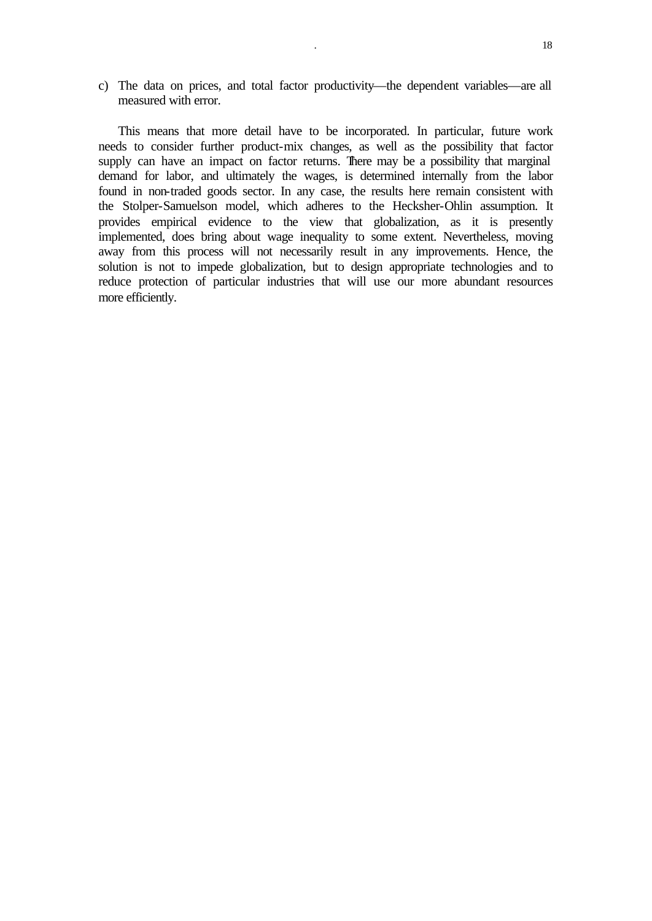c) The data on prices, and total factor productivity—the dependent variables—are all measured with error.

This means that more detail have to be incorporated. In particular, future work needs to consider further product-mix changes, as well as the possibility that factor supply can have an impact on factor returns. There may be a possibility that marginal demand for labor, and ultimately the wages, is determined internally from the labor found in non-traded goods sector. In any case, the results here remain consistent with the Stolper-Samuelson model, which adheres to the Hecksher-Ohlin assumption. It provides empirical evidence to the view that globalization, as it is presently implemented, does bring about wage inequality to some extent. Nevertheless, moving away from this process will not necessarily result in any improvements. Hence, the solution is not to impede globalization, but to design appropriate technologies and to reduce protection of particular industries that will use our more abundant resources more efficiently.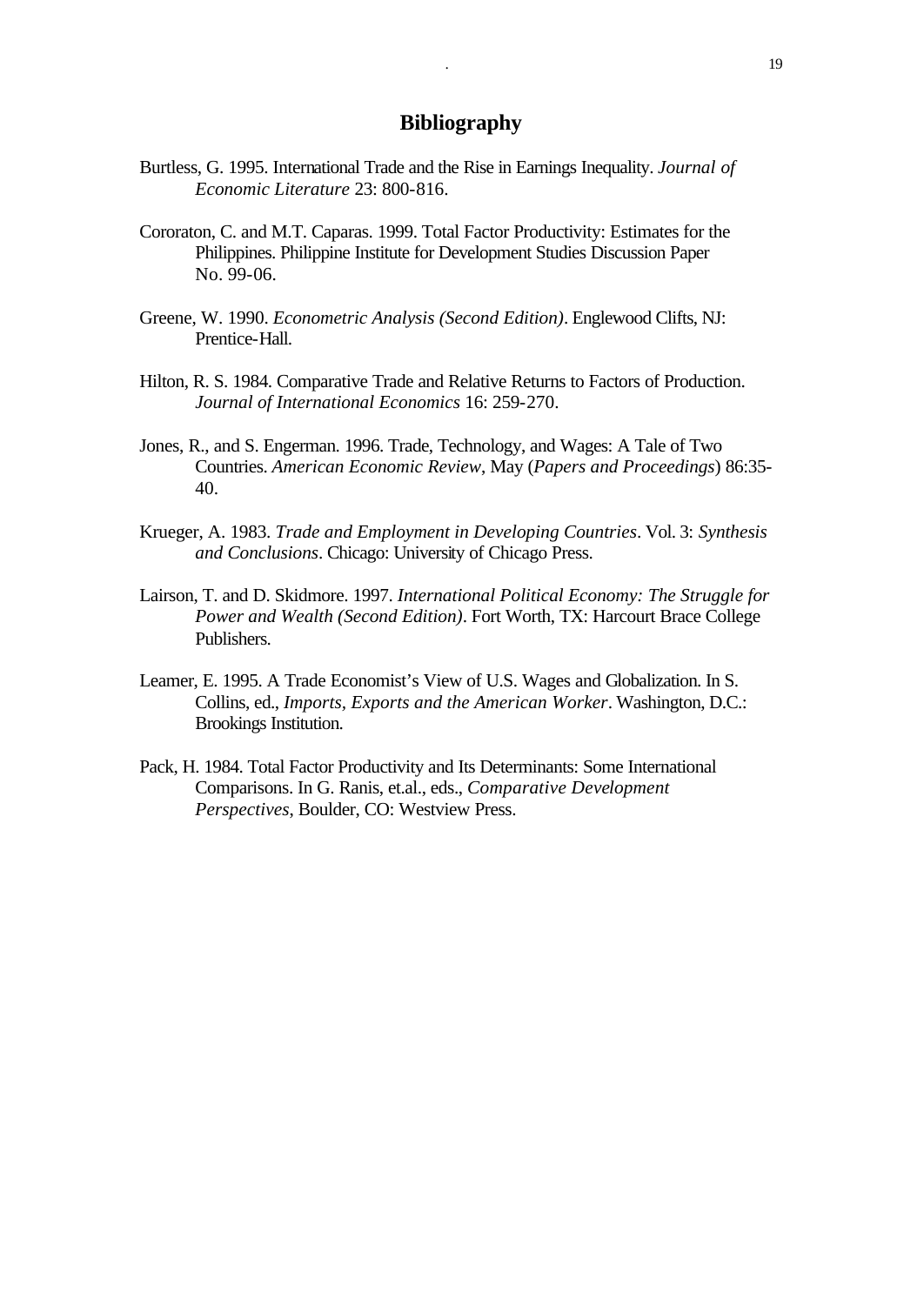# Bibliography

Burtless, G. 1995. International Trade and the Rise in Earnings Inequality. *Journal of Economic Literature* 23: 800-816.

Cororaton, C. and M.T. Caparas. 1999. Total Factor Productivity: Estimates for the Philippines. Philippine Institute for Development Studies Discussion Paper No. 99-06.

Greene, W. 1990. *Econometric Analysis (Second Edition)*. Englewood Cliffs, NJ: Prentice-Hall.

Hilton, R. S. 1984. Comparative Trade and Relative Returns to Factors of Production. *Journal of International Economics* 16: 259-270.

Jones, R., and S. Engerman. 1996. Trade, Technology, and Wages: A Tale of Two Countries. *American Economic Review*, May (*Papers and Proceedings*) 86:35-40.

Krueger, A. 1983. *Trade and Employment in Developing Countries*. Vol. 3: *Synthesis and Conclusions*. Chicago: University of Chicago Press.

Lairson, T. and D. Skidmore. 1997. *International Political Economy: The Struggle for Power and Wealth (Second Edition)*. Fort Worth, TX: Harcourt Brace College Publishers.

Leamer, E. 1995. A Trade Economist's View of U.S. Wages and Globalization. In S. Collins, ed., *Imports, Exports and the American Worker*. Washington, D.C.: Brookings Institution.

Pack, H. 1984. Total Factor Productivity and Its Determinants: Some International Comparisons. In G. Ranis, et.al., eds., *Comparative Development Perspectives*, Boulder, CO: Westview Press.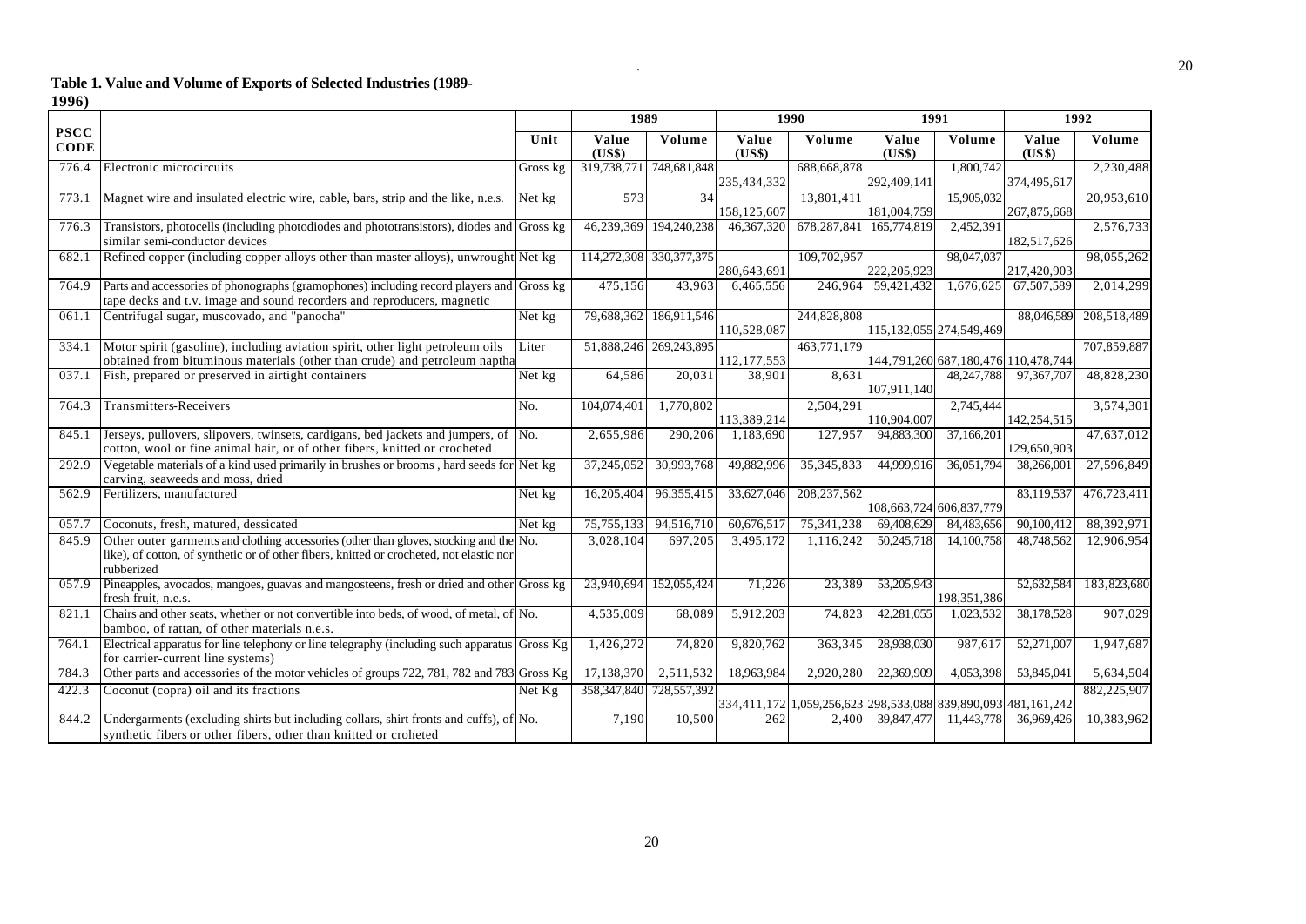**Table 1. Value and Volume of Exports of Selected Industries (1989-1996)**

| PSCC CODE | | Unit | 1989 | | 1990 | | 1991 | | 1992 | |
|---|---|---|---|---|---|---|---|---|---|---|
| | | | Value (US$) | Volume | Value (US$) | Volume | Value (US$) | Volume | Value (US$) | Volume |
| 776.4 | Electronic microcircuits | Gross kg | 319,738,771 | 748,681,848 | 235,434,332 | 688,668,878 | 292,409,141 | 1,800,742 | 374,495,617 | 2,230,488 |
| 773.1 | Magnet wire and insulated electric wire, cable, bars, strip and the like, n.e.s. | Net kg | 573 | 34 | 158,125,607 | 13,801,411 | 181,004,759 | 15,905,032 | 267,875,668 | 20,953,610 |
| 776.3 | Transistors, photocells (including photodiodes and phototransistors), diodes and similar semi-conductor devices | Gross kg | 46,239,369 | 194,240,238 | 46,367,320 | 678,287,841 | 165,774,819 | 2,452,391 | 182,517,626 | 2,576,733 |
| 682.1 | Refined copper (including copper alloys other than master alloys), unwrought | Net kg | 114,272,308 | 330,377,375 | 280,643,691 | 109,702,957 | 222,205,923 | 98,047,037 | 217,420,903 | 98,055,262 |
| 764.9 | Parts and accessories of phonographs (gramophones) including record players and tape decks and t.v. image and sound recorders and reproducers, magnetic | Gross kg | 475,156 | 43,963 | 6,465,556 | 246,964 | 59,421,432 | 1,676,625 | 67,507,589 | 2,014,299 |
| 061.1 | Centrifugal sugar, muscovado, and "panocha" | Net kg | 79,688,362 | 186,911,546 | 110,528,087 | 244,828,808 | 115,132,055 | 274,549,469 | 88,046,589 | 208,518,489 |
| 334.1 | Motor spirit (gasoline), including aviation spirit, other light petroleum oils obtained from bituminous materials (other than crude) and petroleum naptha | Liter | 51,888,246 | 269,243,895 | 112,177,553 | 463,771,179 | 144,791,260 | 687,180,476 | 110,478,744 | 707,859,887 |
| 037.1 | Fish, prepared or preserved in airtight containers | Net kg | 64,586 | 20,031 | 38,901 | 8,631 | 107,911,140 | 48,247,788 | 97,367,707 | 48,828,230 |
| 764.3 | Transmitters-Receivers | No. | 104,074,401 | 1,770,802 | 113,389,214 | 2,504,291 | 110,904,007 | 2,745,444 | 142,254,515 | 3,574,301 |
| 845.1 | Jerseys, pullovers, slipovers, twinsets, cardigans, bed jackets and jumpers, of cotton, wool or fine animal hair, or of other fibers, knitted or crocheted | No. | 2,655,986 | 290,206 | 1,183,690 | 127,957 | 94,883,300 | 37,166,201 | 129,650,903 | 47,637,012 |
| 292.9 | Vegetable materials of a kind used primarily in brushes or brooms , hard seeds for carving, seaweeds and moss, dried | Net kg | 37,245,052 | 30,993,768 | 49,882,996 | 35,345,833 | 44,999,916 | 36,051,794 | 38,266,001 | 27,596,849 |
| 562.9 | Fertilizers, manufactured | Net kg | 16,205,404 | 96,355,415 | 33,627,046 | 208,237,562 | 108,663,724 | 606,837,779 | 83,119,537 | 476,723,411 |
| 057.7 | Coconuts, fresh, matured, dessicated | Net kg | 75,755,133 | 94,516,710 | 60,676,517 | 75,341,238 | 69,408,629 | 84,483,656 | 90,100,412 | 88,392,971 |
| 845.9 | Other outer garments and clothing accessories (other than gloves, stocking and the like), of cotton, of synthetic or of other fibers, knitted or crocheted, not elastic nor rubberized | No. | 3,028,104 | 697,205 | 3,495,172 | 1,116,242 | 50,245,718 | 14,100,758 | 48,748,562 | 12,906,954 |
| 057.9 | Pineapples, avocados, mangoes, guavas and mangosteens, fresh or dried and other fresh fruit, n.e.s. | Gross kg | 23,940,694 | 152,055,424 | 71,226 | 23,389 | 53,205,943 | 198,351,386 | 52,632,584 | 183,823,680 |
| 821.1 | Chairs and other seats, whether or not convertible into beds, of wood, of metal, of bamboo, of rattan, of other materials n.e.s. | No. | 4,535,009 | 68,089 | 5,912,203 | 74,823 | 42,281,055 | 1,023,532 | 38,178,528 | 907,029 |
| 764.1 | Electrical apparatus for line telephony or line telegraphy (including such apparatus for carrier-current line systems) | Gross Kg | 1,426,272 | 74,820 | 9,820,762 | 363,345 | 28,938,030 | 987,617 | 52,271,007 | 1,947,687 |
| 784.3 | Other parts and accessories of the motor vehicles of groups 722, 781, 782 and 783 | Gross Kg | 17,138,370 | 2,511,532 | 18,963,984 | 2,920,280 | 22,369,909 | 4,053,398 | 53,845,041 | 5,634,504 |
| 422.3 | Coconut (copra) oil and its fractions | Net Kg | 358,347,840 | 728,557,392 | 334,411,172 | 1,059,256,623 | 298,533,088 | 839,890,093 | 481,161,242 | 882,225,907 |
| 844.2 | Undergarments (excluding shirts but including collars, shirt fronts and cuffs), of synthetic fibers or other fibers, other than knitted or croheted | No. | 7,190 | 10,500 | 262 | 2,400 | 39,847,477 | 11,443,778 | 36,969,426 | 10,383,962 |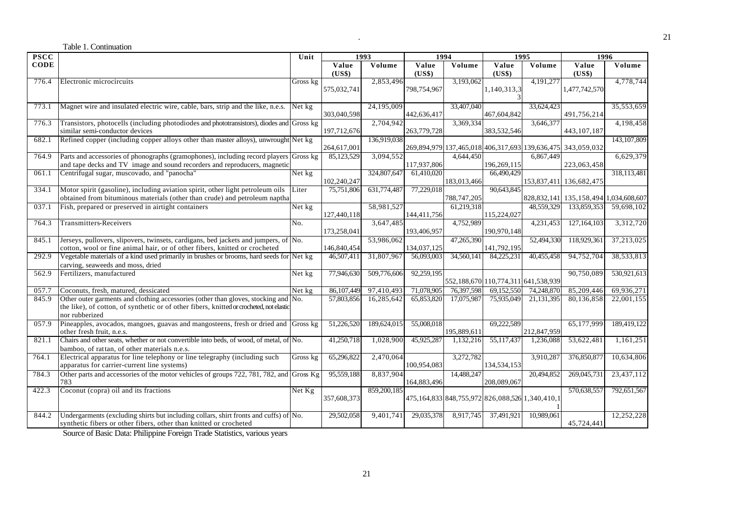Table 1. Continuation

| PSCC CODE | | Unit | 1993 | | 1994 | | 1995 | | 1996 | |
|---|---|---|---|---|---|---|---|---|---|---|
| | | | Value (US$) | Volume | Value (US$) | Volume | Value (US$) | Volume | Value (US$) | Volume |
| 776.4 | Electronic microcircuits | Gross kg | 575,032,741 | 2,853,496 | 798,754,967 | 3,193,062 | 1,140,313,33 | 4,191,277 | 1,477,742,570 | 4,778,744 |
| 773.1 | Magnet wire and insulated electric wire, cable, bars, strip and the like, n.e.s. | Net kg | 303,040,598 | 24,195,009 | 442,636,417 | 33,407,040 | 467,604,842 | 33,624,423 | 491,756,214 | 35,553,659 |
| 776.3 | Transistors, photocells (including photodiodes and phototransistors), diodes and similar semi-conductor devices | Gross kg | 197,712,676 | 2,704,942 | 263,779,728 | 3,369,334 | 383,532,546 | 3,646,377 | 443,107,187 | 4,198,458 |
| 682.1 | Refined copper (including copper alloys other than master alloys), unwrought | Net kg | 264,617,001 | 136,919,038 | 269,894,979 | 137,465,018 | 406,317,693 | 139,636,475 | 343,059,032 | 143,107,809 |
| 764.9 | Parts and accessories of phonographs (gramophones), including record players and tape decks and TV image and sound recorders and reproducers, magnetic | Gross kg | 85,123,529 | 3,094,552 | 117,937,806 | 4,644,450 | 196,269,115 | 6,867,449 | 223,063,458 | 6,629,379 |
| 061.1 | Centrifugal sugar, muscovado, and "panocha" | Net kg | 102,240,247 | 324,807,647 | 61,410,020 | 183,013,466 | 66,490,429 | 153,837,411 | 136,682,475 | 318,113,481 |
| 334.1 | Motor spirit (gasoline), including aviation spirit, other light petroleum oils obtained from bituminous materials (other than crude) and petroleum naptha | Liter | 75,751,806 | 631,774,487 | 77,229,018 | 788,747,205 | 90,643,845 | 828,832,141 | 135,158,494 | 1,034,608,607 |
| 037.1 | Fish, prepared or preserved in airtight containers | Net kg | 127,440,118 | 58,981,527 | 144,411,756 | 61,219,318 | 115,224,027 | 48,559,329 | 133,859,353 | 59,698,102 |
| 764.3 | Transmitters-Receivers | No. | 173,258,041 | 3,647,485 | 193,406,957 | 4,752,989 | 190,970,148 | 4,231,453 | 127,164,103 | 3,312,720 |
| 845.1 | Jerseys, pullovers, slipovers, twinsets, cardigans, bed jackets and jumpers, of cotton, wool or fine animal hair, or of other fibers, knitted or crocheted | No. | 146,840,454 | 53,986,062 | 134,037,125 | 47,265,390 | 141,792,195 | 52,494,330 | 118,929,361 | 37,213,025 |
| 292.9 | Vegetable materials of a kind used primarily in brushes or brooms, hard seeds for carving, seaweeds and moss, dried | Net kg | 46,507,411 | 31,807,967 | 56,093,003 | 34,560,141 | 84,225,231 | 40,455,458 | 94,752,704 | 38,533,813 |
| 562.9 | Fertilizers, manufactured | Net kg | 77,946,630 | 509,776,606 | 92,259,195 | 552,188,670 | 110,774,311 | 641,538,939 | 90,750,089 | 530,921,613 |
| 057.7 | Coconuts, fresh, matured, dessicated | Net kg | 86,107,449 | 97,410,493 | 71,078,905 | 76,397,598 | 69,152,550 | 74,248,870 | 85,209,446 | 69,936,271 |
| 845.9 | Other outer garments and clothing accessories (other than gloves, stocking and the like), of cotton, of synthetic or of other fibers, knitted or crocheted, not elastic nor rubberized | No. | 57,803,856 | 16,285,642 | 65,853,820 | 17,075,987 | 75,935,049 | 21,131,395 | 80,136,858 | 22,001,155 |
| 057.9 | Pineapples, avocados, mangoes, guavas and mangosteens, fresh or dried and other fresh fruit, n.e.s. | Gross kg | 51,226,520 | 189,624,015 | 55,008,018 | 195,889,611 | 69,222,589 | 212,847,959 | 65,177,999 | 189,419,122 |
| 821.1 | Chairs and other seats, whether or not convertible into beds, of wood, of metal, of bamboo, of rattan, of other materials n.e.s. | No. | 41,250,718 | 1,028,900 | 45,925,287 | 1,132,216 | 55,117,437 | 1,236,088 | 53,622,481 | 1,161,251 |
| 764.1 | Electrical apparatus for line telephony or line telegraphy (including such apparatus for carrier-current line systems) | Gross kg | 65,296,822 | 2,470,064 | 100,954,083 | 3,272,782 | 134,534,153 | 3,910,287 | 376,850,877 | 10,634,806 |
| 784.3 | Other parts and accessories of the motor vehicles of groups 722, 781, 782, and 783 | Gross Kg | 95,559,188 | 8,837,904 | 164,883,496 | 14,488,247 | 208,089,067 | 20,494,852 | 269,045,731 | 23,437,112 |
| 422.3 | Coconut (copra) oil and its fractions | Net Kg | 357,608,373 | 859,200,185 | 475,164,833 | 848,755,972 | 826,088,526 | 1,340,410,11 | 570,638,557 | 792,651,567 |
| 844.2 | Undergarments (excluding shirts but including collars, shirt fronts and cuffs) of synthetic fibers or other fibers, other than knitted or crocheted | No. | 29,502,058 | 9,401,741 | 29,035,378 | 8,917,745 | 37,491,921 | 10,989,061 | 45,724,441 | 12,252,228 |

Source of Basic Data: Philippine Foreign Trade Statistics, various years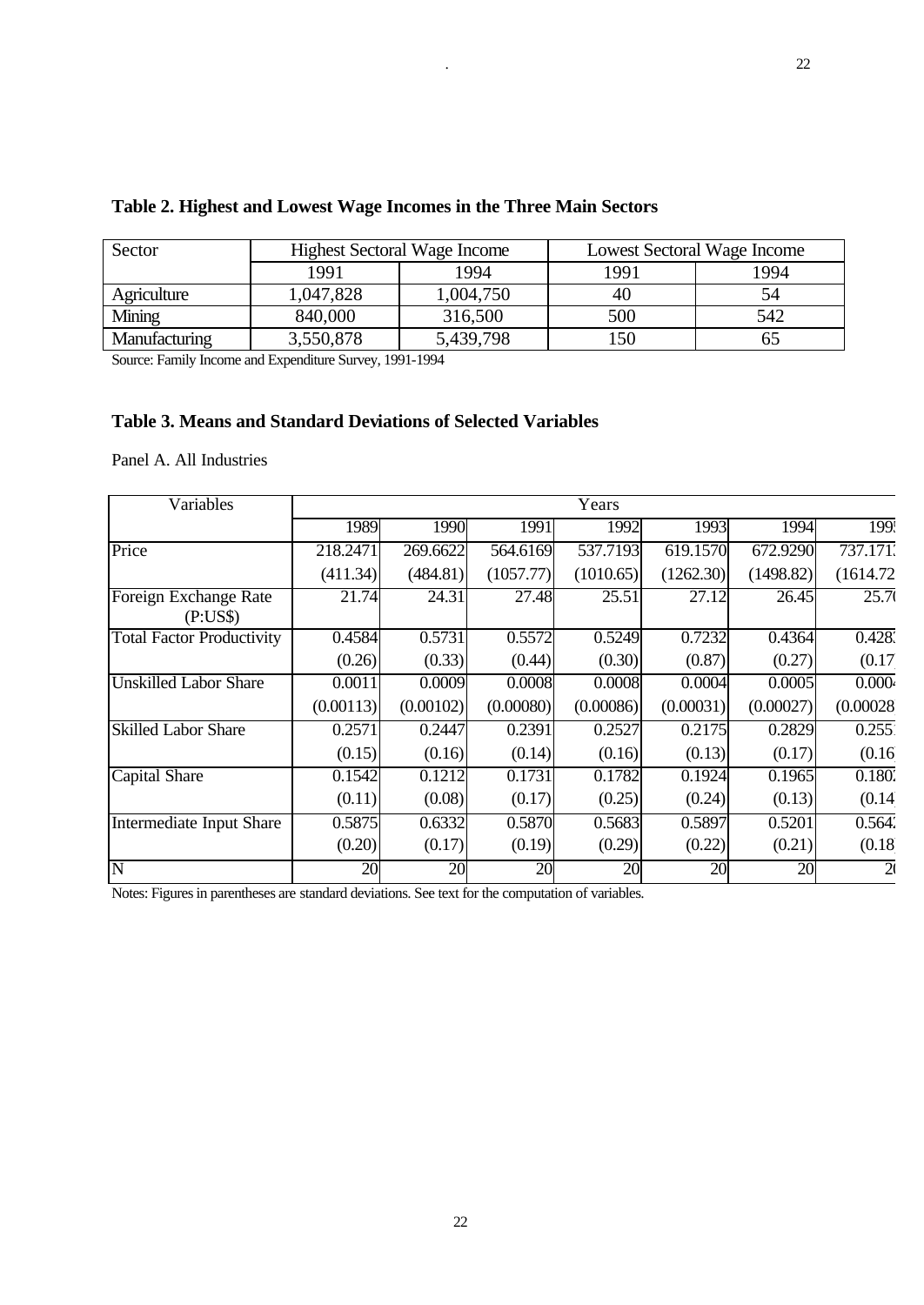**Table 2. Highest and Lowest Wage Incomes in the Three Main Sectors**

| Sector | Highest Sectoral Wage Income | | Lowest Sectoral Wage Income | |
|---|---|---|---|---|
| | 1991 | 1994 | 1991 | 1994 |
| Agriculture | 1,047,828 | 1,004,750 | 40 | 54 |
| Mining | 840,000 | 316,500 | 500 | 542 |
| Manufacturing | 3,550,878 | 5,439,798 | 150 | 65 |

Source: Family Income and Expenditure Survey, 1991-1994

**Table 3. Means and Standard Deviations of Selected Variables**

Panel A. All Industries

| Variables | Years | | | | | | |
|---|---|---|---|---|---|---|---|
| | 1989 | 1990 | 1991 | 1992 | 1993 | 1994 | 199 |
| Price | 218.2471 | 269.6622 | 564.6169 | 537.7193 | 619.1570 | 672.9290 | 737.171 |
| | (411.34) | (484.81) | (1057.77) | (1010.65) | (1262.30) | (1498.82) | (1614.72 |
| Foreign Exchange Rate (P:US$) | 21.74 | 24.31 | 27.48 | 25.51 | 27.12 | 26.45 | 25.7 |
| Total Factor Productivity | 0.4584 | 0.5731 | 0.5572 | 0.5249 | 0.7232 | 0.4364 | 0.428 |
| | (0.26) | (0.33) | (0.44) | (0.30) | (0.87) | (0.27) | (0.17 |
| Unskilled Labor Share | 0.0011 | 0.0009 | 0.0008 | 0.0008 | 0.0004 | 0.0005 | 0.000 |
| | (0.00113) | (0.00102) | (0.00080) | (0.00086) | (0.00031) | (0.00027) | (0.00028 |
| Skilled Labor Share | 0.2571 | 0.2447 | 0.2391 | 0.2527 | 0.2175 | 0.2829 | 0.255 |
| | (0.15) | (0.16) | (0.14) | (0.16) | (0.13) | (0.17) | (0.16 |
| Capital Share | 0.1542 | 0.1212 | 0.1731 | 0.1782 | 0.1924 | 0.1965 | 0.180 |
| | (0.11) | (0.08) | (0.17) | (0.25) | (0.24) | (0.13) | (0.14 |
| Intermediate Input Share | 0.5875 | 0.6332 | 0.5870 | 0.5683 | 0.5897 | 0.5201 | 0.564 |
| | (0.20) | (0.17) | (0.19) | (0.29) | (0.22) | (0.21) | (0.18 |
| N | 20 | 20 | 20 | 20 | 20 | 20 | 2 |

Notes: Figures in parentheses are standard deviations. See text for the computation of variables.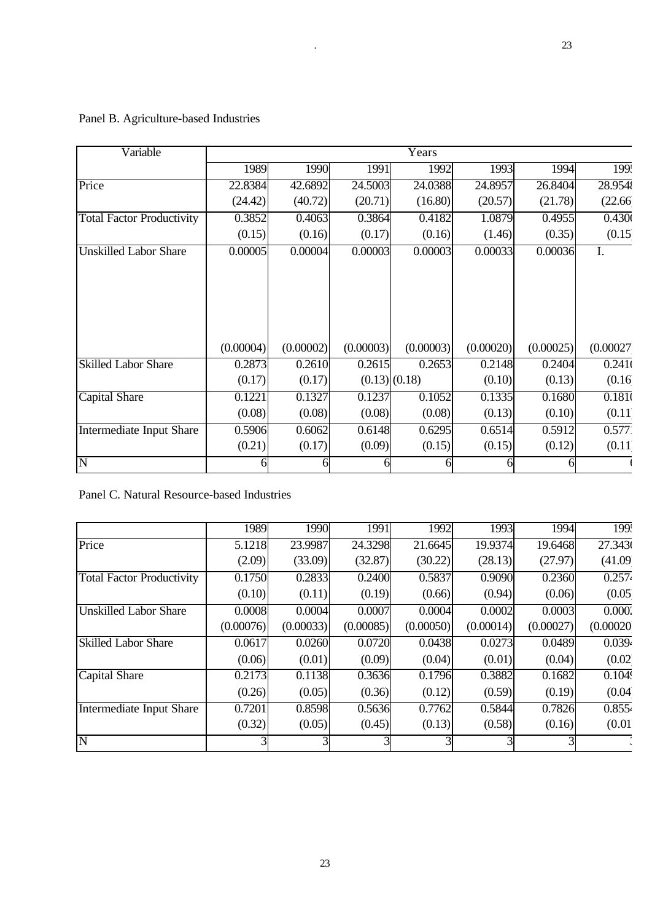Panel B. Agriculture-based Industries

| Variable | Years | | | | | | |
|---|---|---|---|---|---|---|---|
| | 1989 | 1990 | 1991 | 1992 | 1993 | 1994 | 199 |
| Price | 22.8384 | 42.6892 | 24.5003 | 24.0388 | 24.8957 | 26.8404 | 28.954 |
| | (24.42) | (40.72) | (20.71) | (16.80) | (20.57) | (21.78) | (22.66 |
| Total Factor Productivity | 0.3852 | 0.4063 | 0.3864 | 0.4182 | 1.0879 | 0.4955 | 0.430 |
| | (0.15) | (0.16) | (0.17) | (0.16) | (1.46) | (0.35) | (0.15 |
| Unskilled Labor Share | 0.00005 | 0.00004 | 0.00003 | 0.00003 | 0.00033 | 0.00036 | I. |
| | (0.00004) | (0.00002) | (0.00003) | (0.00003) | (0.00020) | (0.00025) | (0.00027 |
| Skilled Labor Share | 0.2873 | 0.2610 | 0.2615 | 0.2653 | 0.2148 | 0.2404 | 0.241 |
| | (0.17) | (0.17) | (0.13) | (0.18) | (0.10) | (0.13) | (0.16 |
| Capital Share | 0.1221 | 0.1327 | 0.1237 | 0.1052 | 0.1335 | 0.1680 | 0.181 |
| | (0.08) | (0.08) | (0.08) | (0.08) | (0.13) | (0.10) | (0.11 |
| Intermediate Input Share | 0.5906 | 0.6062 | 0.6148 | 0.6295 | 0.6514 | 0.5912 | 0.577 |
| | (0.21) | (0.17) | (0.09) | (0.15) | (0.15) | (0.12) | (0.11 |
| N | 6 | 6 | 6 | 6 | 6 | 6 | ( |

Panel C. Natural Resource-based Industries

| | 1989 | 1990 | 1991 | 1992 | 1993 | 1994 | 199 |
|---|---|---|---|---|---|---|---|
| Price | 5.1218 | 23.9987 | 24.3298 | 21.6645 | 19.9374 | 19.6468 | 27.343 |
| | (2.09) | (33.09) | (32.87) | (30.22) | (28.13) | (27.97) | (41.09 |
| Total Factor Productivity | 0.1750 | 0.2833 | 0.2400 | 0.5837 | 0.9090 | 0.2360 | 0.257 |
| | (0.10) | (0.11) | (0.19) | (0.66) | (0.94) | (0.06) | (0.05 |
| Unskilled Labor Share | 0.0008 | 0.0004 | 0.0007 | 0.0004 | 0.0002 | 0.0003 | 0.000 |
| | (0.00076) | (0.00033) | (0.00085) | (0.00050) | (0.00014) | (0.00027) | (0.00020 |
| Skilled Labor Share | 0.0617 | 0.0260 | 0.0720 | 0.0438 | 0.0273 | 0.0489 | 0.039 |
| | (0.06) | (0.01) | (0.09) | (0.04) | (0.01) | (0.04) | (0.02 |
| Capital Share | 0.2173 | 0.1138 | 0.3636 | 0.1796 | 0.3882 | 0.1682 | 0.104 |
| | (0.26) | (0.05) | (0.36) | (0.12) | (0.59) | (0.19) | (0.04 |
| Intermediate Input Share | 0.7201 | 0.8598 | 0.5636 | 0.7762 | 0.5844 | 0.7826 | 0.855 |
| | (0.32) | (0.05) | (0.45) | (0.13) | (0.58) | (0.16) | (0.01 |
| N | 3 | 3 | 3 | 3 | 3 | 3 | 3 |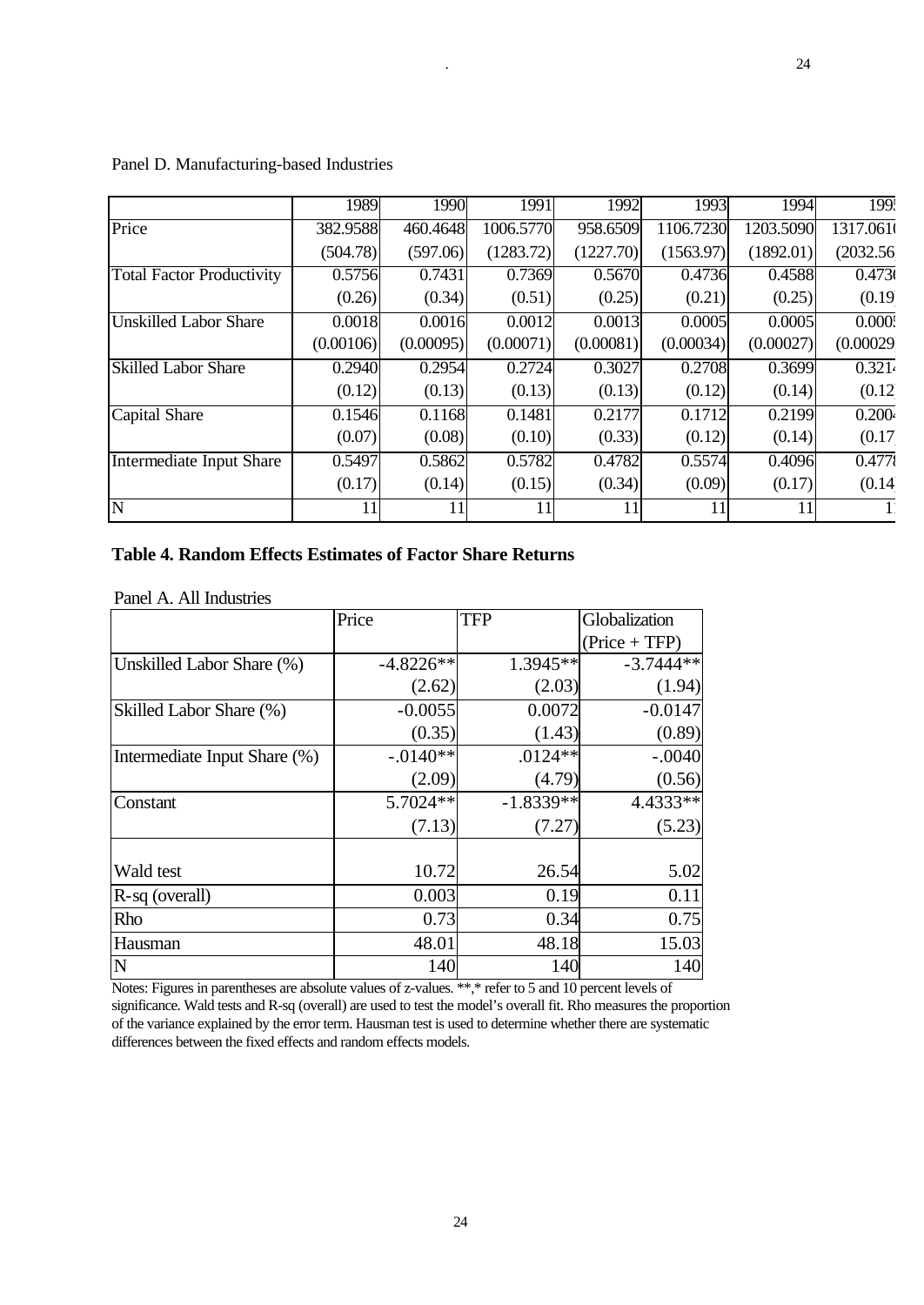Panel D. Manufacturing-based Industries

| | 1989 | 1990 | 1991 | 1992 | 1993 | 1994 | 199 |
|---|---|---|---|---|---|---|---|
| Price | 382.9588 | 460.4648 | 1006.5770 | 958.6509 | 1106.7230 | 1203.5090 | 1317.061 |
| | (504.78) | (597.06) | (1283.72) | (1227.70) | (1563.97) | (1892.01) | (2032.56 |
| Total Factor Productivity | 0.5756 | 0.7431 | 0.7369 | 0.5670 | 0.4736 | 0.4588 | 0.473 |
| | (0.26) | (0.34) | (0.51) | (0.25) | (0.21) | (0.25) | (0.19 |
| Unskilled Labor Share | 0.0018 | 0.0016 | 0.0012 | 0.0013 | 0.0005 | 0.0005 | 0.000 |
| | (0.00106) | (0.00095) | (0.00071) | (0.00081) | (0.00034) | (0.00027) | (0.00029 |
| Skilled Labor Share | 0.2940 | 0.2954 | 0.2724 | 0.3027 | 0.2708 | 0.3699 | 0.321 |
| | (0.12) | (0.13) | (0.13) | (0.13) | (0.12) | (0.14) | (0.12 |
| Capital Share | 0.1546 | 0.1168 | 0.1481 | 0.2177 | 0.1712 | 0.2199 | 0.200 |
| | (0.07) | (0.08) | (0.10) | (0.33) | (0.12) | (0.14) | (0.17 |
| Intermediate Input Share | 0.5497 | 0.5862 | 0.5782 | 0.4782 | 0.5574 | 0.4096 | 0.477 |
| | (0.17) | (0.14) | (0.15) | (0.34) | (0.09) | (0.17) | (0.14 |
| N | 11 | 11 | 11 | 11 | 11 | 11 | 1 |

**Table 4. Random Effects Estimates of Factor Share Returns**

Panel A. All Industries

| | Price | TFP | Globalization (Price + TFP) |
|---|---|---|---|
| Unskilled Labor Share (%) | -4.8226** | 1.3945** | -3.7444** |
| | (2.62) | (2.03) | (1.94) |
| Skilled Labor Share (%) | -0.0055 | 0.0072 | -0.0147 |
| | (0.35) | (1.43) | (0.89) |
| Intermediate Input Share (%) | -.0140** | .0124** | -.0040 |
| | (2.09) | (4.79) | (0.56) |
| Constant | 5.7024** | -1.8339** | 4.4333** |
| | (7.13) | (7.27) | (5.23) |
| Wald test | 10.72 | 26.54 | 5.02 |
| R-sq (overall) | 0.003 | 0.19 | 0.11 |
| Rho | 0.73 | 0.34 | 0.75 |
| Hausman | 48.01 | 48.18 | 15.03 |
| N | 140 | 140 | 140 |

Notes: Figures in parentheses are absolute values of z-values. **,* refer to 5 and 10 percent levels of significance. Wald tests and R-sq (overall) are used to test the model's overall fit. Rho measures the proportion of the variance explained by the error term. Hausman test is used to determine whether there are systematic differences between the fixed effects and random effects models.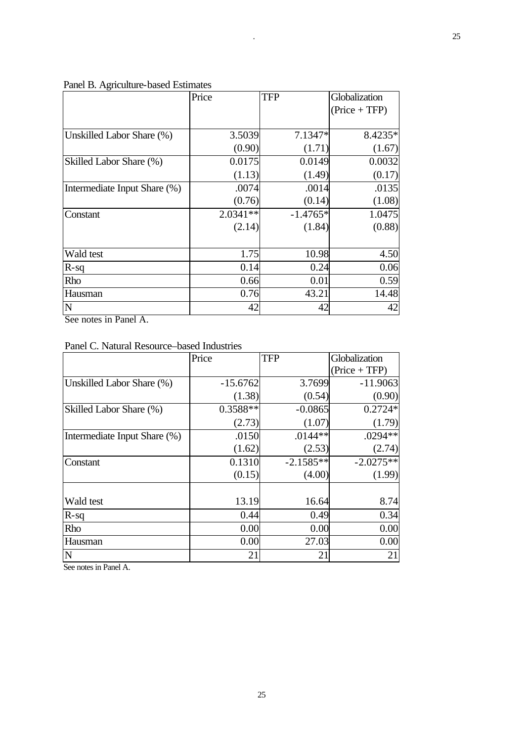Panel B. Agriculture-based Estimates

| | Price | TFP | Globalization (Price + TFP) |
|---|---|---|---|
| Unskilled Labor Share (%) | 3.5039 | 7.1347* | 8.4235* |
| | (0.90) | (1.71) | (1.67) |
| Skilled Labor Share (%) | 0.0175 | 0.0149 | 0.0032 |
| | (1.13) | (1.49) | (0.17) |
| Intermediate Input Share (%) | .0074 | .0014 | .0135 |
| | (0.76) | (0.14) | (1.08) |
| Constant | 2.0341** | -1.4765* | 1.0475 |
| | (2.14) | (1.84) | (0.88) |
| Wald test | 1.75 | 10.98 | 4.50 |
| R-sq | 0.14 | 0.24 | 0.06 |
| Rho | 0.66 | 0.01 | 0.59 |
| Hausman | 0.76 | 43.21 | 14.48 |
| N | 42 | 42 | 42 |

See notes in Panel A.

Panel C. Natural Resource–based Industries

| | Price | TFP | Globalization (Price + TFP) |
|---|---|---|---|
| Unskilled Labor Share (%) | -15.6762 | 3.7699 | -11.9063 |
| | (1.38) | (0.54) | (0.90) |
| Skilled Labor Share (%) | 0.3588** | -0.0865 | 0.2724* |
| | (2.73) | (1.07) | (1.79) |
| Intermediate Input Share (%) | .0150 | .0144** | .0294** |
| | (1.62) | (2.53) | (2.74) |
| Constant | 0.1310 | -2.1585** | -2.0275** |
| | (0.15) | (4.00) | (1.99) |
| Wald test | 13.19 | 16.64 | 8.74 |
| R-sq | 0.44 | 0.49 | 0.34 |
| Rho | 0.00 | 0.00 | 0.00 |
| Hausman | 0.00 | 27.03 | 0.00 |
| N | 21 | 21 | 21 |

See notes in Panel A.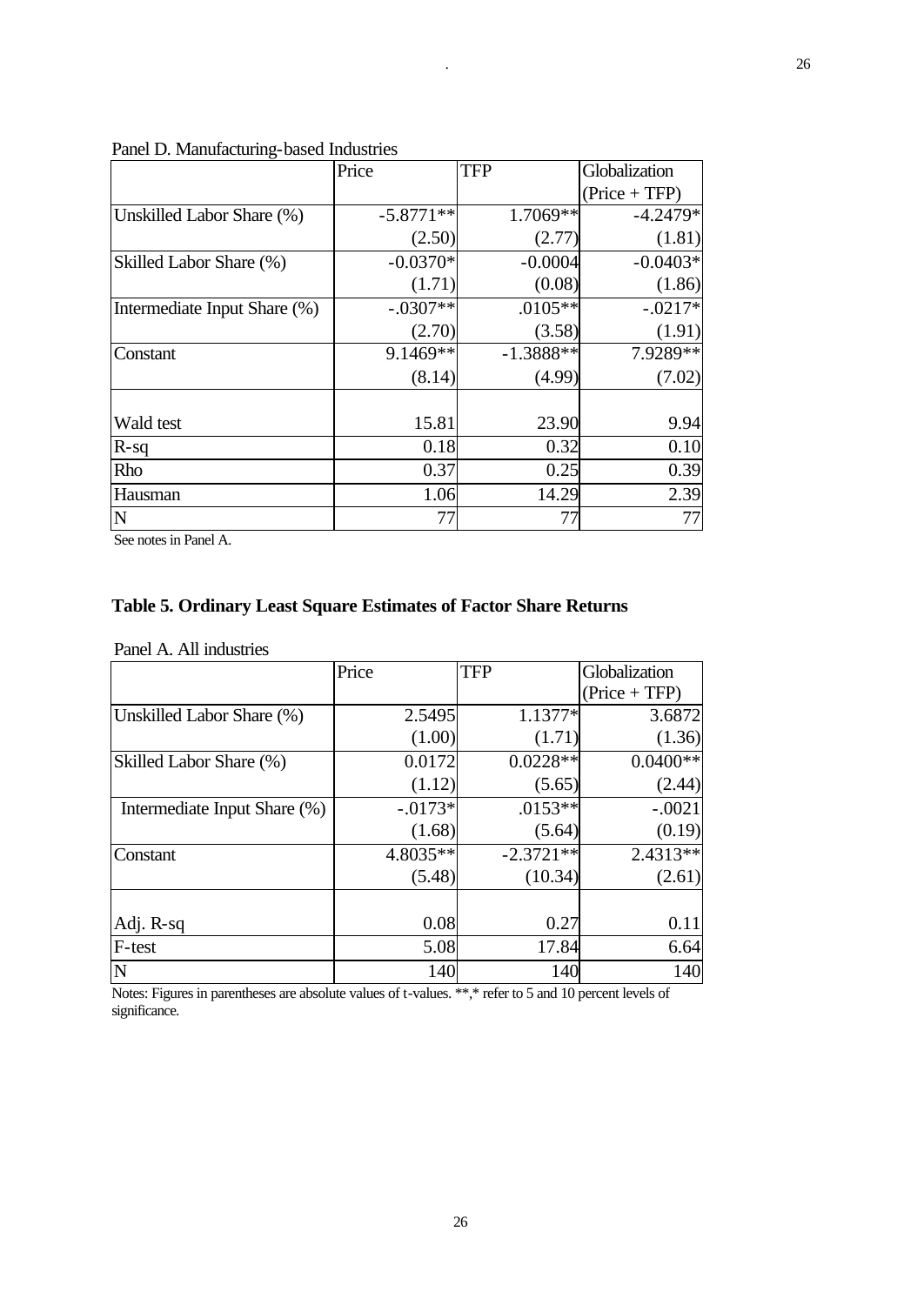Panel D. Manufacturing-based Industries

| | Price | TFP | Globalization (Price + TFP) |
|---|---|---|---|
| Unskilled Labor Share (%) | -5.8771** | 1.7069** | -4.2479* |
| | (2.50) | (2.77) | (1.81) |
| Skilled Labor Share (%) | -0.0370* | -0.0004 | -0.0403* |
| | (1.71) | (0.08) | (1.86) |
| Intermediate Input Share (%) | -.0307** | .0105** | -.0217* |
| | (2.70) | (3.58) | (1.91) |
| Constant | 9.1469** | -1.3888** | 7.9289** |
| | (8.14) | (4.99) | (7.02) |
| | | | |
| Wald test | 15.81 | 23.90 | 9.94 |
| R-sq | 0.18 | 0.32 | 0.10 |
| Rho | 0.37 | 0.25 | 0.39 |
| Hausman | 1.06 | 14.29 | 2.39 |
| N | 77 | 77 | 77 |

See notes in Panel A.

**Table 5. Ordinary Least Square Estimates of Factor Share Returns**

Panel A. All industries

| | Price | TFP | Globalization (Price + TFP) |
|---|---|---|---|
| Unskilled Labor Share (%) | 2.5495 | 1.1377* | 3.6872 |
| | (1.00) | (1.71) | (1.36) |
| Skilled Labor Share (%) | 0.0172 | 0.0228** | 0.0400** |
| | (1.12) | (5.65) | (2.44) |
| Intermediate Input Share (%) | -.0173* | .0153** | -.0021 |
| | (1.68) | (5.64) | (0.19) |
| Constant | 4.8035** | -2.3721** | 2.4313** |
| | (5.48) | (10.34) | (2.61) |
| | | | |
| Adj. R-sq | 0.08 | 0.27 | 0.11 |
| F-test | 5.08 | 17.84 | 6.64 |
| N | 140 | 140 | 140 |

Notes: Figures in parentheses are absolute values of t-values. **,* refer to 5 and 10 percent levels of significance.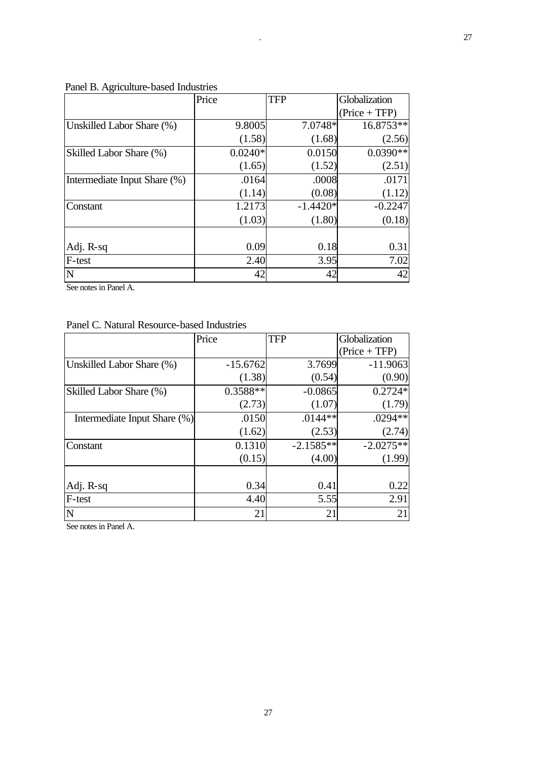Panel B. Agriculture-based Industries

| | Price | TFP | Globalization (Price + TFP) |
|---|---|---|---|
| Unskilled Labor Share (%) | 9.8005 | 7.0748* | 16.8753** |
| | (1.58) | (1.68) | (2.56) |
| Skilled Labor Share (%) | 0.0240* | 0.0150 | 0.0390** |
| | (1.65) | (1.52) | (2.51) |
| Intermediate Input Share (%) | .0164 | .0008 | .0171 |
| | (1.14) | (0.08) | (1.12) |
| Constant | 1.2173 | -1.4420* | -0.2247 |
| | (1.03) | (1.80) | (0.18) |
| Adj. R-sq | 0.09 | 0.18 | 0.31 |
| F-test | 2.40 | 3.95 | 7.02 |
| N | 42 | 42 | 42 |

See notes in Panel A.

Panel C. Natural Resource-based Industries

| | Price | TFP | Globalization (Price + TFP) |
|---|---|---|---|
| Unskilled Labor Share (%) | -15.6762 | 3.7699 | -11.9063 |
| | (1.38) | (0.54) | (0.90) |
| Skilled Labor Share (%) | 0.3588** | -0.0865 | 0.2724* |
| | (2.73) | (1.07) | (1.79) |
| Intermediate Input Share (%) | .0150 | .0144** | .0294** |
| | (1.62) | (2.53) | (2.74) |
| Constant | 0.1310 | -2.1585** | -2.0275** |
| | (0.15) | (4.00) | (1.99) |
| Adj. R-sq | 0.34 | 0.41 | 0.22 |
| F-test | 4.40 | 5.55 | 2.91 |
| N | 21 | 21 | 21 |

See notes in Panel A.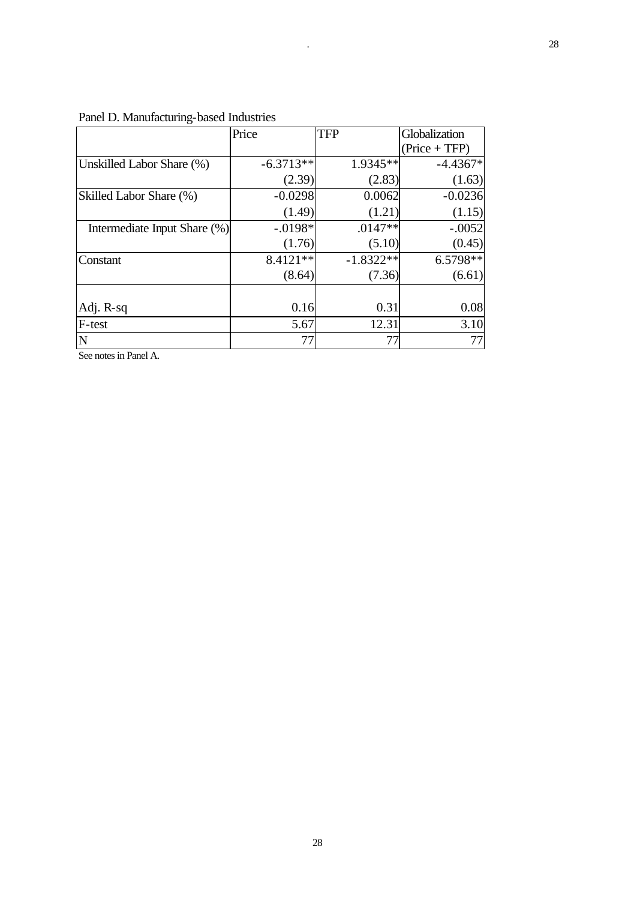Panel D. Manufacturing-based Industries

| | Price | TFP | Globalization (Price + TFP) |
|---|---|---|---|
| Unskilled Labor Share (%) | -6.3713** | 1.9345** | -4.4367* |
| | (2.39) | (2.83) | (1.63) |
| Skilled Labor Share (%) | -0.0298 | 0.0062 | -0.0236 |
| | (1.49) | (1.21) | (1.15) |
| Intermediate Input Share (%) | -.0198* | .0147** | -.0052 |
| | (1.76) | (5.10) | (0.45) |
| Constant | 8.4121** | -1.8322** | 6.5798** |
| | (8.64) | (7.36) | (6.61) |
| Adj. R-sq | 0.16 | 0.31 | 0.08 |
| F-test | 5.67 | 12.31 | 3.10 |
| N | 77 | 77 | 77 |

See notes in Panel A.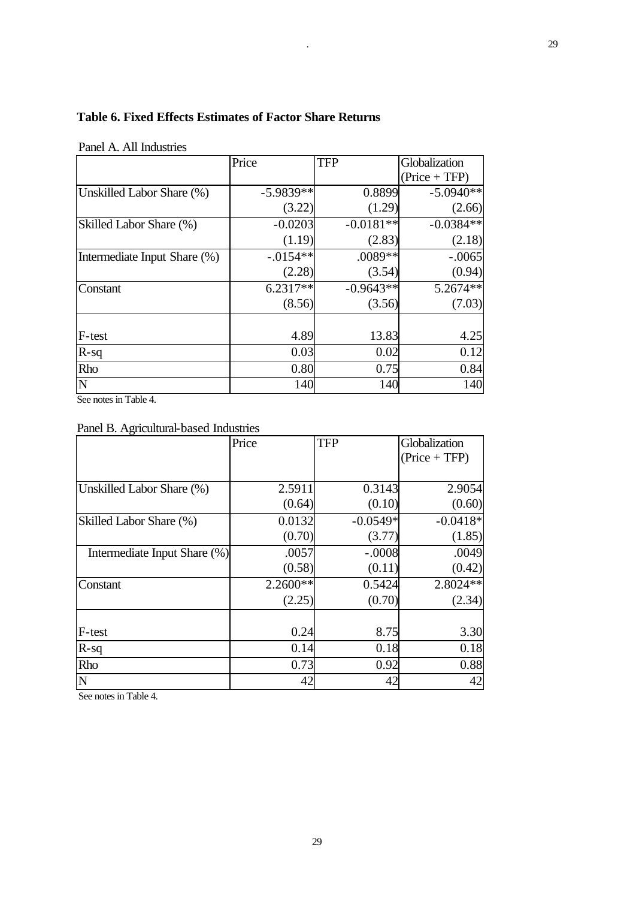**Table 6. Fixed Effects Estimates of Factor Share Returns**

Panel A. All Industries

| | Price | TFP | Globalization (Price + TFP) |
|---|---|---|---|
| Unskilled Labor Share (%) | -5.9839** | 0.8899 | -5.0940** |
| | (3.22) | (1.29) | (2.66) |
| Skilled Labor Share (%) | -0.0203 | -0.0181** | -0.0384** |
| | (1.19) | (2.83) | (2.18) |
| Intermediate Input Share (%) | -.0154** | .0089** | -.0065 |
| | (2.28) | (3.54) | (0.94) |
| Constant | 6.2317** | -0.9643** | 5.2674** |
| | (8.56) | (3.56) | (7.03) |
| F-test | 4.89 | 13.83 | 4.25 |
| R-sq | 0.03 | 0.02 | 0.12 |
| Rho | 0.80 | 0.75 | 0.84 |
| N | 140 | 140 | 140 |

See notes in Table 4.

Panel B. Agricultural-based Industries

| | Price | TFP | Globalization (Price + TFP) |
|---|---|---|---|
| Unskilled Labor Share (%) | 2.5911 | 0.3143 | 2.9054 |
| | (0.64) | (0.10) | (0.60) |
| Skilled Labor Share (%) | 0.0132 | -0.0549* | -0.0418* |
| | (0.70) | (3.77) | (1.85) |
| Intermediate Input Share (%) | .0057 | -.0008 | .0049 |
| | (0.58) | (0.11) | (0.42) |
| Constant | 2.2600** | 0.5424 | 2.8024** |
| | (2.25) | (0.70) | (2.34) |
| F-test | 0.24 | 8.75 | 3.30 |
| R-sq | 0.14 | 0.18 | 0.18 |
| Rho | 0.73 | 0.92 | 0.88 |
| N | 42 | 42 | 42 |

See notes in Table 4.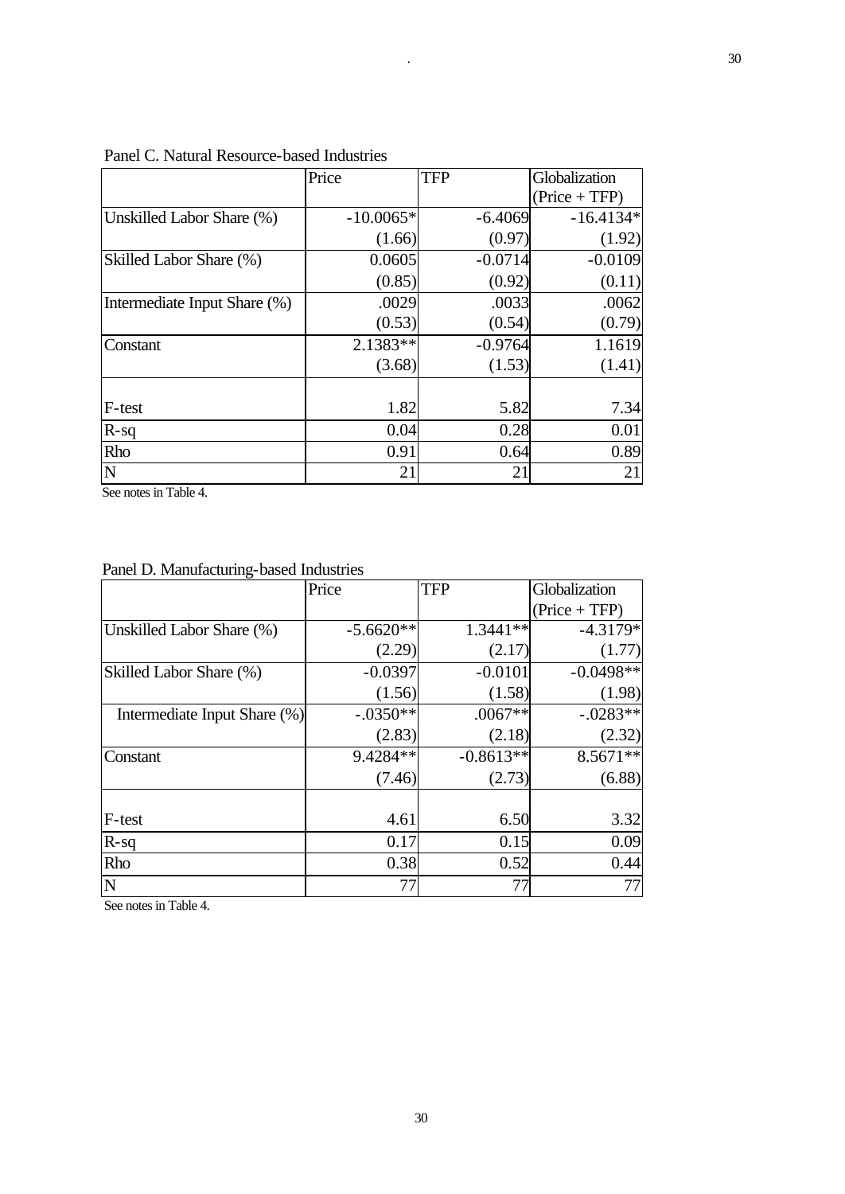Panel C. Natural Resource-based Industries

| | Price | TFP | Globalization (Price + TFP) |
|---|---|---|---|
| Unskilled Labor Share (%) | -10.0065* | -6.4069 | -16.4134* |
| | (1.66) | (0.97) | (1.92) |
| Skilled Labor Share (%) | 0.0605 | -0.0714 | -0.0109 |
| | (0.85) | (0.92) | (0.11) |
| Intermediate Input Share (%) | .0029 | .0033 | .0062 |
| | (0.53) | (0.54) | (0.79) |
| Constant | 2.1383** | -0.9764 | 1.1619 |
| | (3.68) | (1.53) | (1.41) |
| | | | |
| F-test | 1.82 | 5.82 | 7.34 |
| R-sq | 0.04 | 0.28 | 0.01 |
| Rho | 0.91 | 0.64 | 0.89 |
| N | 21 | 21 | 21 |

See notes in Table 4.

Panel D. Manufacturing-based Industries

| | Price | TFP | Globalization (Price + TFP) |
|---|---|---|---|
| Unskilled Labor Share (%) | -5.6620** | 1.3441** | -4.3179* |
| | (2.29) | (2.17) | (1.77) |
| Skilled Labor Share (%) | -0.0397 | -0.0101 | -0.0498** |
| | (1.56) | (1.58) | (1.98) |
| Intermediate Input Share (%) | -.0350** | .0067** | -.0283** |
| | (2.83) | (2.18) | (2.32) |
| Constant | 9.4284** | -0.8613** | 8.5671** |
| | (7.46) | (2.73) | (6.88) |
| | | | |
| F-test | 4.61 | 6.50 | 3.32 |
| R-sq | 0.17 | 0.15 | 0.09 |
| Rho | 0.38 | 0.52 | 0.44 |
| N | 77 | 77 | 77 |

See notes in Table 4.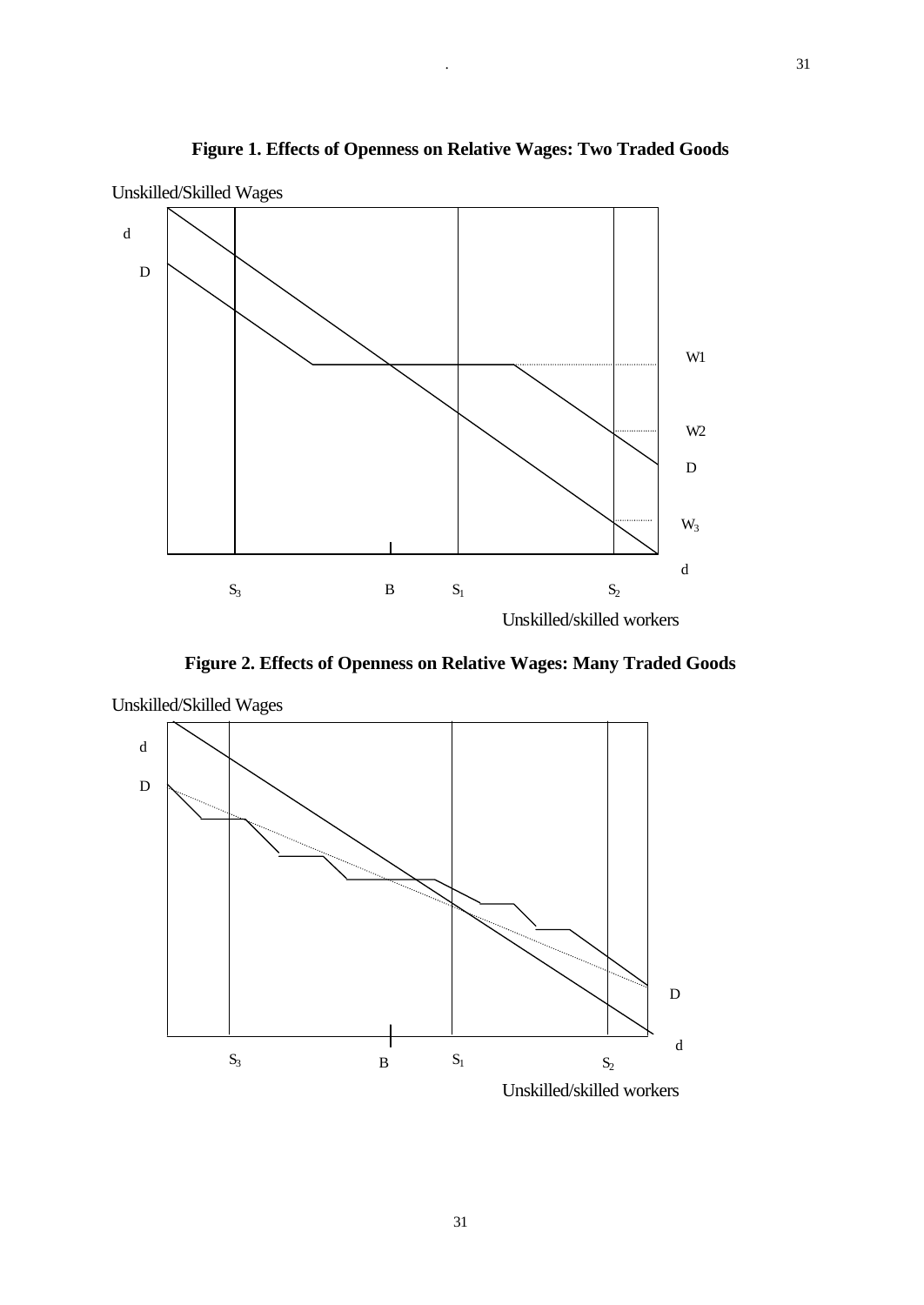**Figure 1. Effects of Openness on Relative Wages: Two Traded Goods**

Unskilled/Skilled Wages

d

D

W1

W2

D

$W_3$

d

$S_3$ B $S_1$ $S_2$

Unskilled/skilled workers

**Figure 2. Effects of Openness on Relative Wages: Many Traded Goods**

Unskilled/Skilled Wages

d

D

D

d

$S_3$ B $S_1$ $S_2$

Unskilled/skilled workers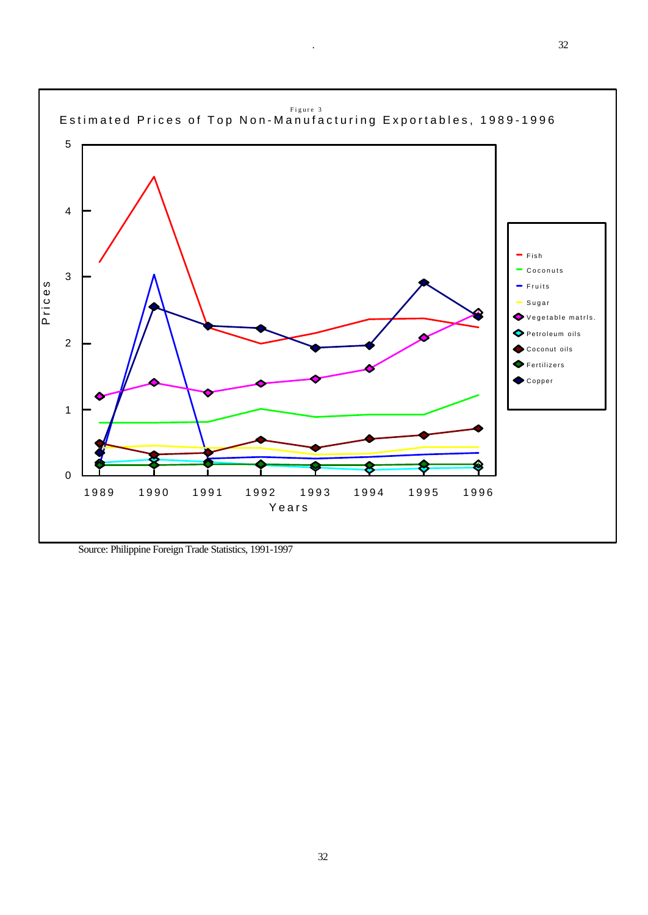Figure 3

Estimated Prices of Top Non-Manufacturing Exportables, 1989-1996

Source: Philippine Foreign Trade Statistics, 1991-1997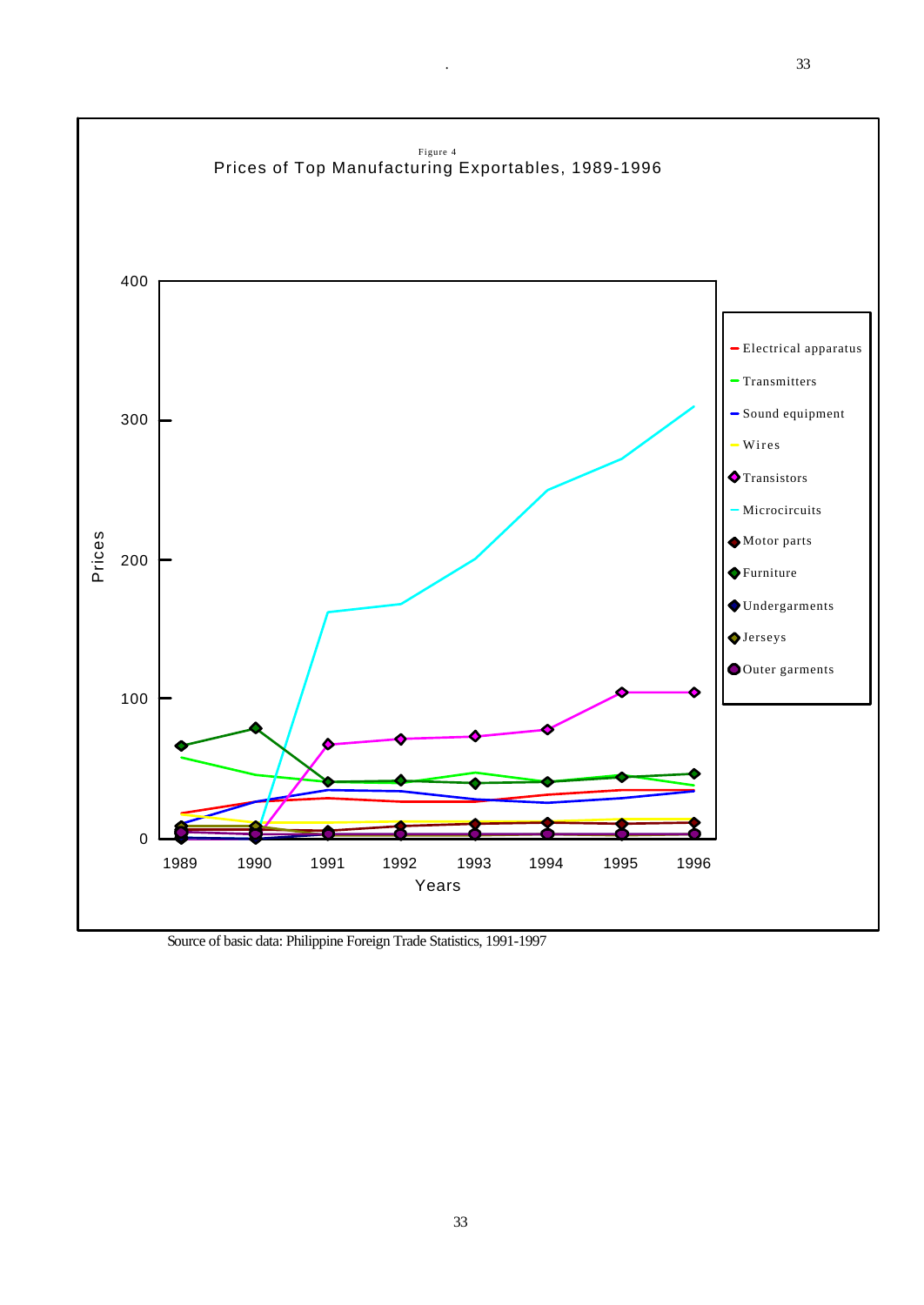Figure 4

Prices of Top Manufacturing Exportables, 1989-1996

Source of basic data: Philippine Foreign Trade Statistics, 1991-1997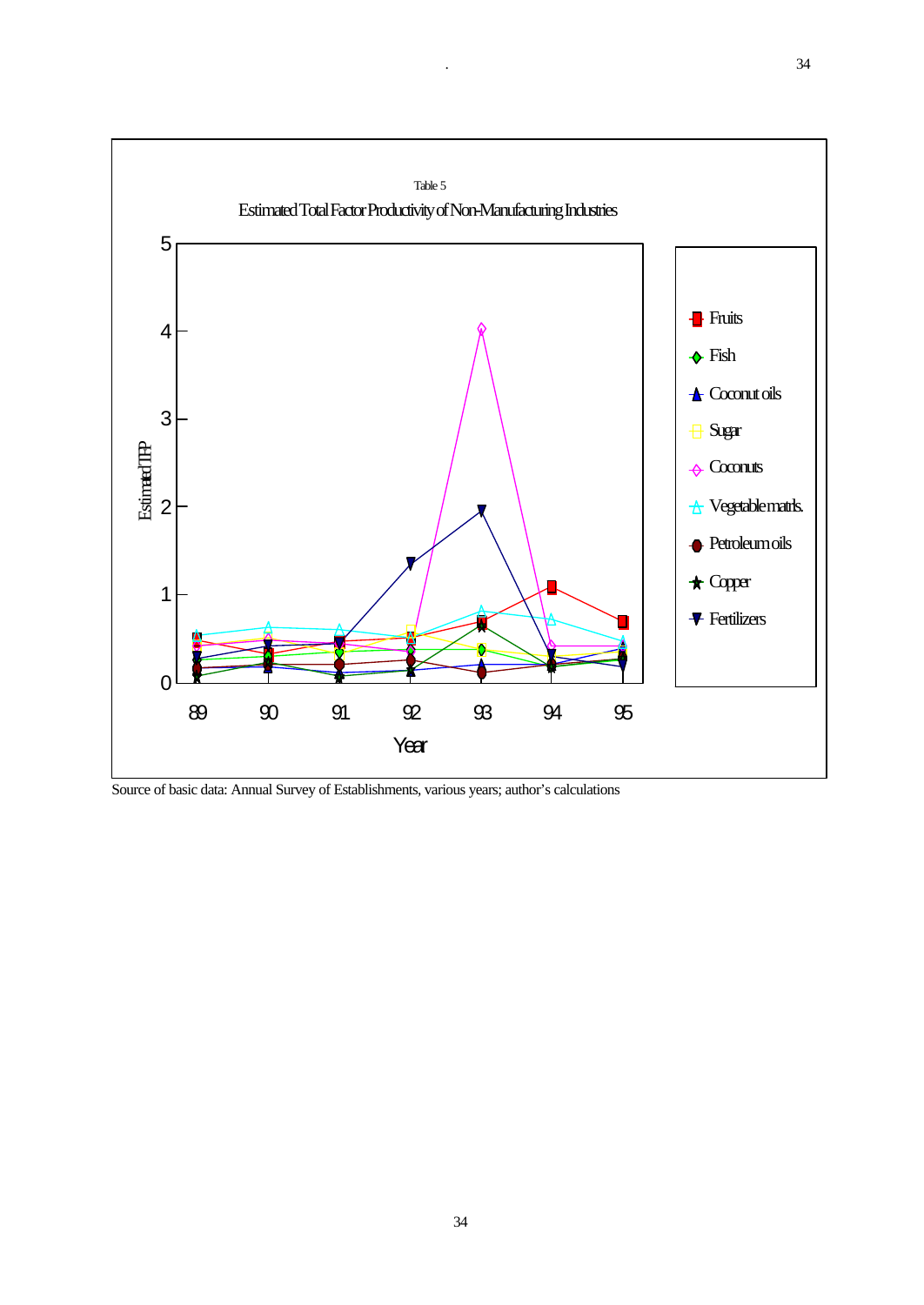Table 5

Estimated Total Factor Productivity of Non-Manufacturing Industries

Source of basic data: Annual Survey of Establishments, various years; author's calculations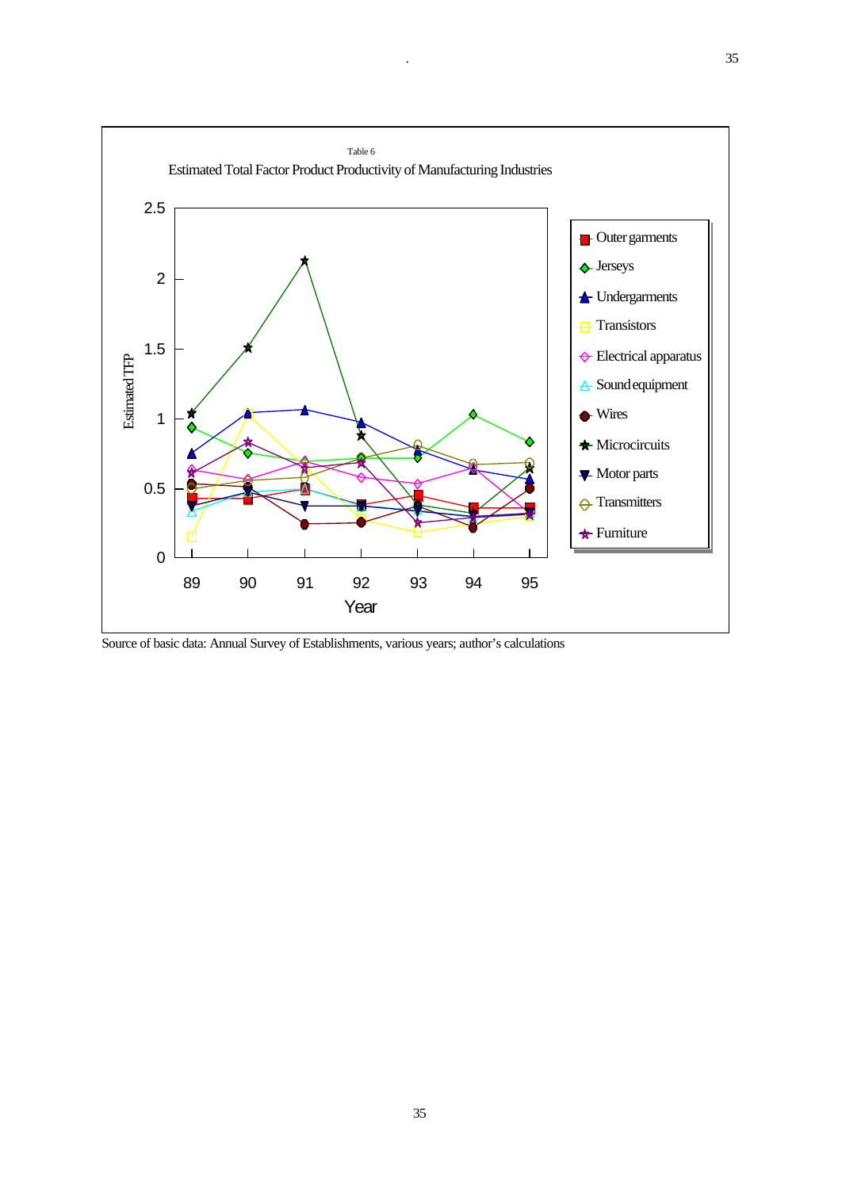Table 6

Estimated Total Factor Product Productivity of Manufacturing Industries

Estimated TFP

Year

Outer garments, Jerseys, Undergarments, Transistors, Electrical apparatus, Sound equipment, Wires, Microcircuits, Motor parts, Transmitters, Furniture

Source of basic data: Annual Survey of Establishments, various years; author's calculations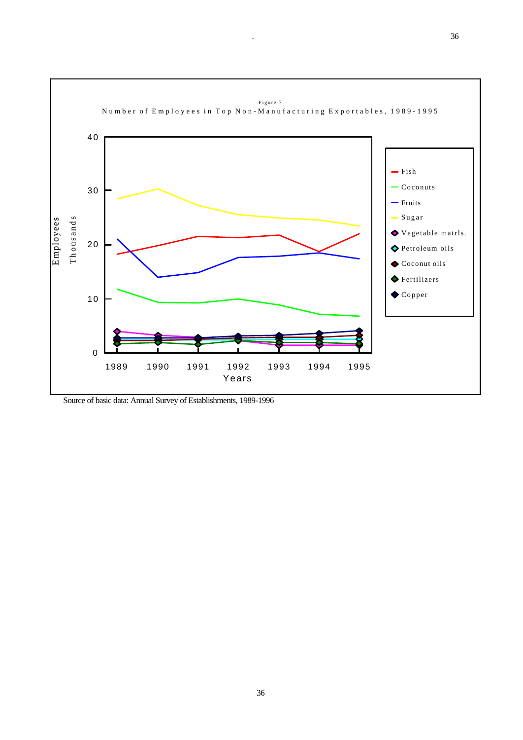Figure 7

Number of Employees in Top Non-Manufacturing Exportables, 1989-1995

Source of basic data: Annual Survey of Establishments, 1989-1996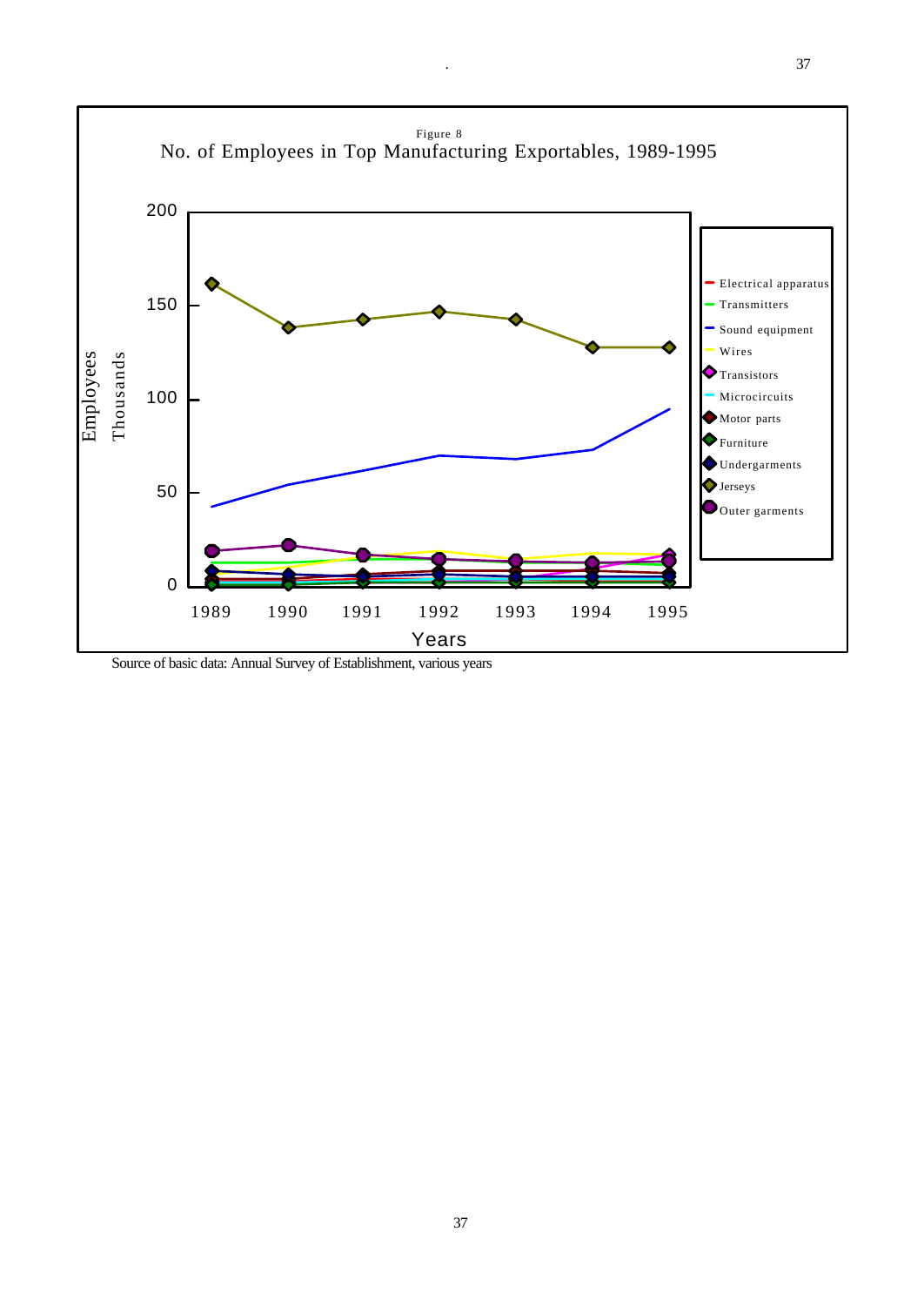Figure 8

No. of Employees in Top Manufacturing Exportables, 1989-1995

Source of basic data: Annual Survey of Establishment, various years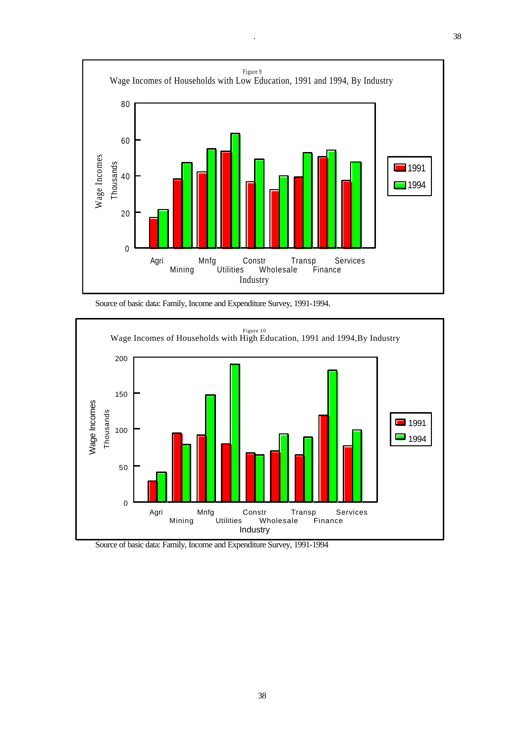Figure 9

Wage Incomes of Households with Low Education, 1991 and 1994, By Industry

Source of basic data: Family, Income and Expenditure Survey, 1991-1994.

Figure 10

Wage Incomes of Households with High Education, 1991 and 1994,By Industry

Source of basic data: Family, Income and Expenditure Survey, 1991-1994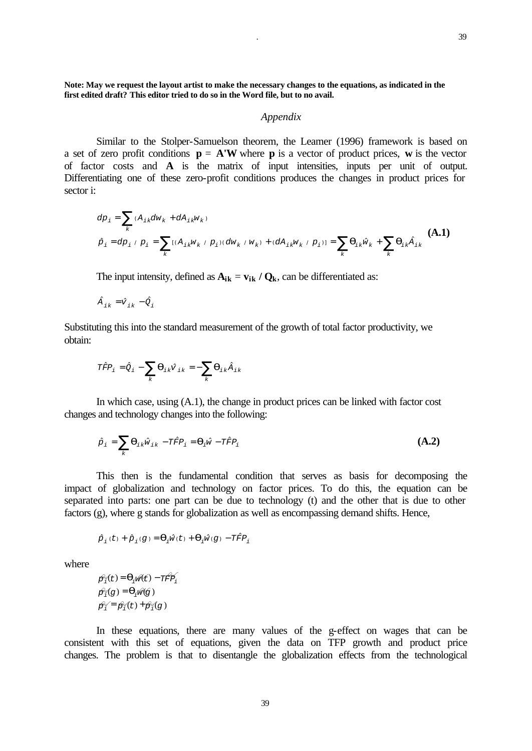**Note: May we request the layout artist to make the necessary changes to the equations, as indicated in the first edited draft? This editor tried to do so in the Word file, but to no avail.**

*Appendix*

Similar to the Stolper-Samuelson theorem, the Leamer (1996) framework is based on a set of zero profit conditions $\mathbf{p} = \mathbf{A'W}$ where $\mathbf{p}$ is a vector of product prices, $\mathbf{w}$ is the vector of factor costs and $\mathbf{A}$ is the matrix of input intensities, inputs per unit of output. Differentiating one of these zero-profit conditions produces the changes in product prices for sector i:

$$
\begin{aligned}
dp_i &= \sum_k (A_{ik} dw_k + dA_{ik} w_k) \\
\hat{p}_i &= dp_i / p_i = \sum_k [(A_{ik} w_k / p_i)(dw_k / w_k) + (dA_{ik} w_k / p_i)] = \sum_k \theta_{ik} \hat{w}_k + \sum_k \theta_{ik} \hat{A}_{ik}
\end{aligned}
\quad \textbf{(A.1)}
$$

The input intensity, defined as $\mathbf{A_{ik}} = \mathbf{v_{ik}} / \mathbf{Q_k}$, can be differentiated as:

$$\hat{A}_{ik} = \hat{v}_{ik} - \hat{Q}_i$$

Substituting this into the standard measurement of the growth of total factor productivity, we obtain:

$$T\hat{F}P_i = \hat{Q}_i - \sum_k \theta_{ik} \hat{v}_{ik} = -\sum_k \theta_{ik} \hat{A}_{ik}$$

In which case, using (A.1), the change in product prices can be linked with factor cost changes and technology changes into the following:

$$\hat{p}_i = \sum_k \theta_{ik} \hat{w}_{ik} - T\hat{F}P_i = \theta_i \hat{w} - T\hat{F}P_i \quad \textbf{(A.2)}$$

This then is the fundamental condition that serves as basis for decomposing the impact of globalization and technology on factor prices. To do this, the equation can be separated into parts: one part can be due to technology (t) and the other that is due to other factors (g), where g stands for globalization as well as encompassing demand shifts. Hence,

$$\hat{p}_i(t) + \hat{p}_i(g) = \theta_i \hat{w}(t) + \theta_i \hat{w}(g) - T\hat{F}P_i$$

where

$$
\begin{aligned}
\hat{p}_i(t) &= \theta_i \hat{w}(t) - T\hat{F}P_i \\
\hat{p}_i(g) &= \theta_i \hat{w}(g) \\
\hat{p}_i &= \hat{p}_i(t) + \hat{p}_i(g)
\end{aligned}
$$

In these equations, there are many values of the g-effect on wages that can be consistent with this set of equations, given the data on TFP growth and product price changes. The problem is that to disentangle the globalization effects from the technological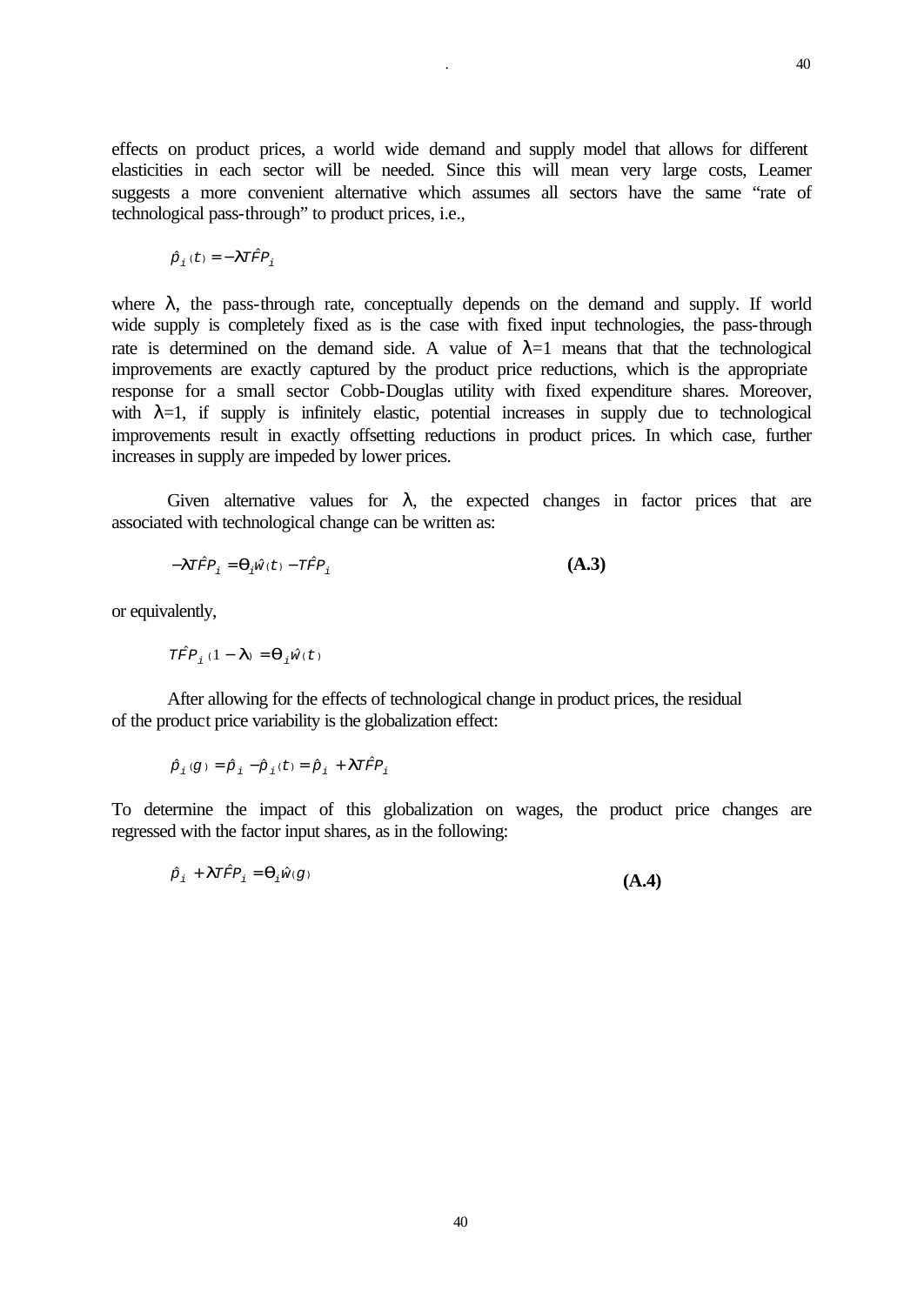effects on product prices, a world wide demand and supply model that allows for different elasticities in each sector will be needed. Since this will mean very large costs, Leamer suggests a more convenient alternative which assumes all sectors have the same "rate of technological pass-through" to product prices, i.e.,

$$\hat{p}_i(t) = -\lambda T\hat{F}P_i$$

where $\lambda$, the pass-through rate, conceptually depends on the demand and supply. If world wide supply is completely fixed as is the case with fixed input technologies, the pass-through rate is determined on the demand side. A value of $\lambda$=1 means that that the technological improvements are exactly captured by the product price reductions, which is the appropriate response for a small sector Cobb-Douglas utility with fixed expenditure shares. Moreover, with $\lambda$=1, if supply is infinitely elastic, potential increases in supply due to technological improvements result in exactly offsetting reductions in product prices. In which case, further increases in supply are impeded by lower prices.

Given alternative values for $\lambda$, the expected changes in factor prices that are associated with technological change can be written as:

$$-\lambda T\hat{F}P_i = \theta_i \hat{w}(t) - T\hat{F}P_i \qquad \textbf{(A.3)}$$

or equivalently,

$$T\hat{F}P_i(1-\lambda) = \theta_i \hat{w}(t)$$

After allowing for the effects of technological change in product prices, the residual of the product price variability is the globalization effect:

$$\hat{p}_i(g) = \hat{p}_i - \hat{p}_i(t) = \hat{p}_i + \lambda T\hat{F}P_i$$

To determine the impact of this globalization on wages, the product price changes are regressed with the factor input shares, as in the following:

$$\hat{p}_i + \lambda T\hat{F}P_i = \theta_i \hat{w}(g) \qquad \textbf{(A.4)}$$